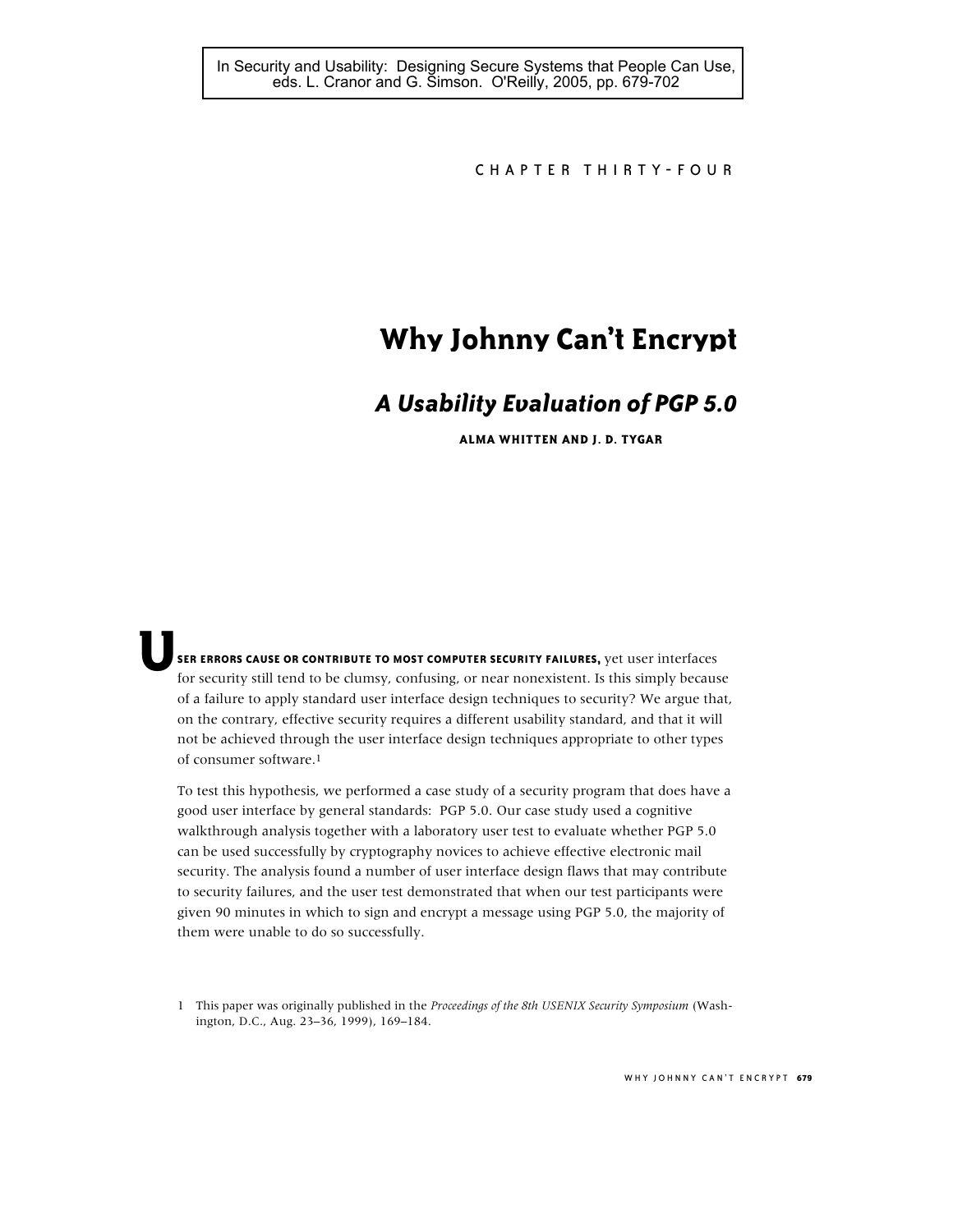In Security and Usability: Designing Secure Systems that People Can Use, eds. L. Cranor and G. Simson. O'Reilly, 2005, pp. 679-702

CHAPTER THIRTY-FOUR

# Why Johnny Can't Encrypt

## *A Usability Evaluation of PGP 5.0*

**ALMA WHITTEN AND J. D. TYGAR**

**USER ERRORS CAUSE OR CONTRIBUTE TO MOST COMPUTER SECURITY FAILURES,** yet user interfaces for security still tend to be clumsy, confusing, or near nonexistent. Is this simply because of a failure to apply standard user interface design techniques to security? We argue that, on the contrary, effective security requires a different usability standard, and that it will not be achieved through the user interface design techniques appropriate to other types of consumer software.[1]

To test this hypothesis, we performed a case study of a security program that does have a good user interface by general standards: PGP 5.0. Our case study used a cognitive walkthrough analysis together with a laboratory user test to evaluate whether PGP 5.0 can be used successfully by cryptography novices to achieve effective electronic mail security. The analysis found a number of user interface design flaws that may contribute to security failures, and the user test demonstrated that when our test participants were given 90 minutes in which to sign and encrypt a message using PGP 5.0, the majority of them were unable to do so successfully.

1 This paper was originally published in the *Proceedings of the 8th USENIX Security Symposium* (Washington, D.C., Aug. 23–36, 1999), 169–184.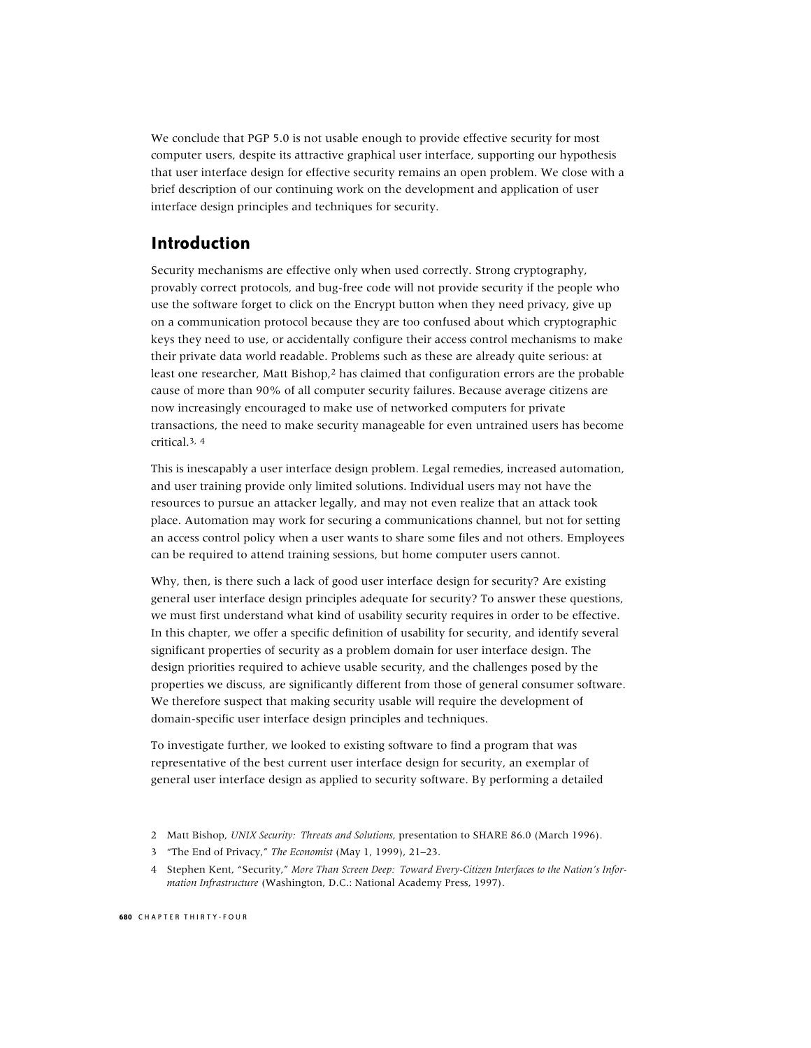We conclude that PGP 5.0 is not usable enough to provide effective security for most computer users, despite its attractive graphical user interface, supporting our hypothesis that user interface design for effective security remains an open problem. We close with a brief description of our continuing work on the development and application of user interface design principles and techniques for security.

## Introduction

Security mechanisms are effective only when used correctly. Strong cryptography, provably correct protocols, and bug-free code will not provide security if the people who use the software forget to click on the Encrypt button when they need privacy, give up on a communication protocol because they are too confused about which cryptographic keys they need to use, or accidentally configure their access control mechanisms to make their private data world readable. Problems such as these are already quite serious: at least one researcher, Matt Bishop,[2] has claimed that configuration errors are the probable cause of more than 90% of all computer security failures. Because average citizens are now increasingly encouraged to make use of networked computers for private transactions, the need to make security manageable for even untrained users has become critical.[3, 4]

This is inescapably a user interface design problem. Legal remedies, increased automation, and user training provide only limited solutions. Individual users may not have the resources to pursue an attacker legally, and may not even realize that an attack took place. Automation may work for securing a communications channel, but not for setting an access control policy when a user wants to share some files and not others. Employees can be required to attend training sessions, but home computer users cannot.

Why, then, is there such a lack of good user interface design for security? Are existing general user interface design principles adequate for security? To answer these questions, we must first understand what kind of usability security requires in order to be effective. In this chapter, we offer a specific definition of usability for security, and identify several significant properties of security as a problem domain for user interface design. The design priorities required to achieve usable security, and the challenges posed by the properties we discuss, are significantly different from those of general consumer software. We therefore suspect that making security usable will require the development of domain-specific user interface design principles and techniques.

To investigate further, we looked to existing software to find a program that was representative of the best current user interface design for security, an exemplar of general user interface design as applied to security software. By performing a detailed

2 Matt Bishop, *UNIX Security: Threats and Solutions*, presentation to SHARE 86.0 (March 1996).

3 "The End of Privacy," *The Economist* (May 1, 1999), 21–23.

4 Stephen Kent, "Security," *More Than Screen Deep: Toward Every-Citizen Interfaces to the Nation's Information Infrastructure* (Washington, D.C.: National Academy Press, 1997).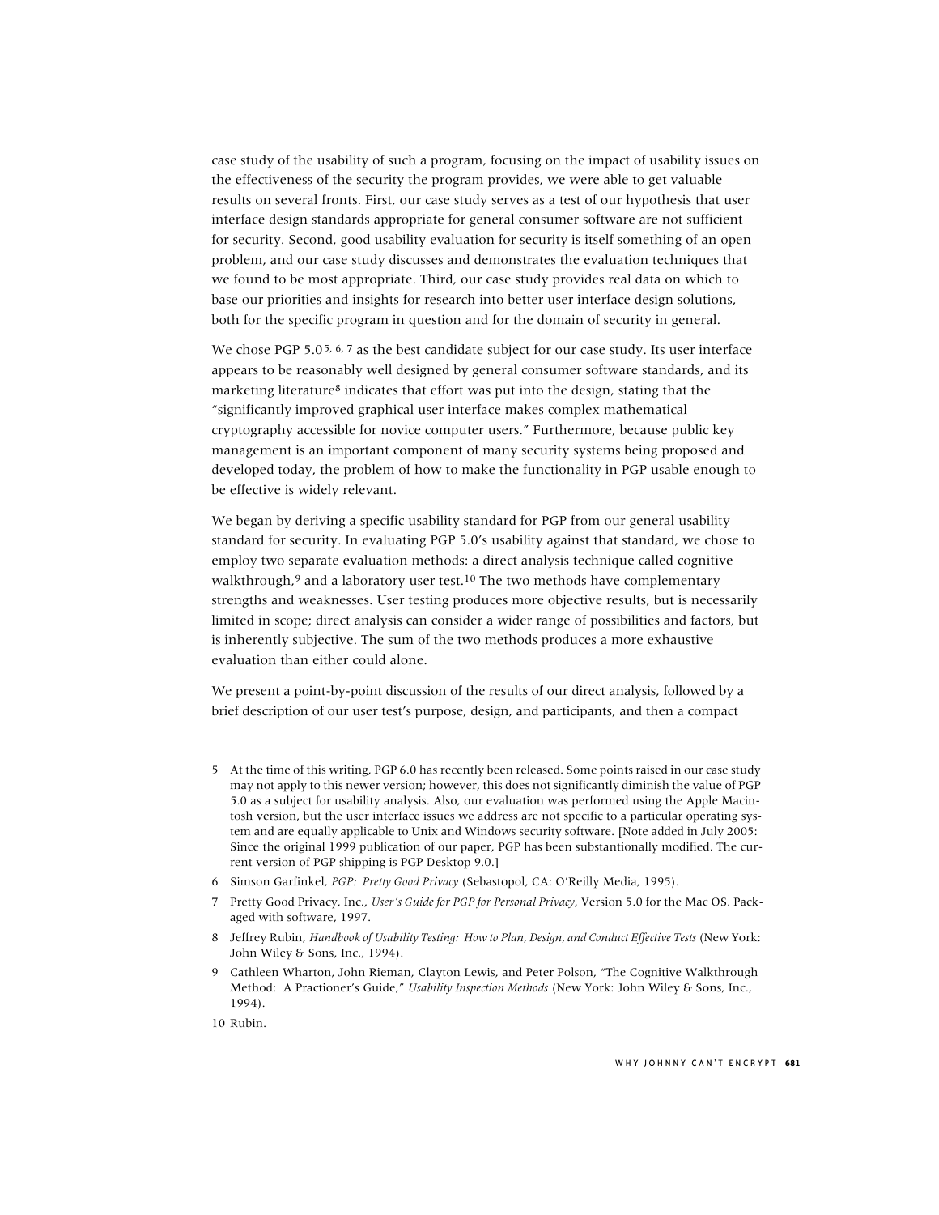case study of the usability of such a program, focusing on the impact of usability issues on the effectiveness of the security the program provides, we were able to get valuable results on several fronts. First, our case study serves as a test of our hypothesis that user interface design standards appropriate for general consumer software are not sufficient for security. Second, good usability evaluation for security is itself something of an open problem, and our case study discusses and demonstrates the evaluation techniques that we found to be most appropriate. Third, our case study provides real data on which to base our priorities and insights for research into better user interface design solutions, both for the specific program in question and for the domain of security in general.

We chose PGP 5.0[5, 6, 7] as the best candidate subject for our case study. Its user interface appears to be reasonably well designed by general consumer software standards, and its marketing literature[8] indicates that effort was put into the design, stating that the "significantly improved graphical user interface makes complex mathematical cryptography accessible for novice computer users." Furthermore, because public key management is an important component of many security systems being proposed and developed today, the problem of how to make the functionality in PGP usable enough to be effective is widely relevant.

We began by deriving a specific usability standard for PGP from our general usability standard for security. In evaluating PGP 5.0's usability against that standard, we chose to employ two separate evaluation methods: a direct analysis technique called cognitive walkthrough,[9] and a laboratory user test.[10] The two methods have complementary strengths and weaknesses. User testing produces more objective results, but is necessarily limited in scope; direct analysis can consider a wider range of possibilities and factors, but is inherently subjective. The sum of the two methods produces a more exhaustive evaluation than either could alone.

We present a point-by-point discussion of the results of our direct analysis, followed by a brief description of our user test's purpose, design, and participants, and then a compact

5 At the time of this writing, PGP 6.0 has recently been released. Some points raised in our case study may not apply to this newer version; however, this does not significantly diminish the value of PGP 5.0 as a subject for usability analysis. Also, our evaluation was performed using the Apple Macintosh version, but the user interface issues we address are not specific to a particular operating system and are equally applicable to Unix and Windows security software. [Note added in July 2005: Since the original 1999 publication of our paper, PGP has been substantionally modified. The current version of PGP shipping is PGP Desktop 9.0.]

6 Simson Garfinkel, *PGP: Pretty Good Privacy* (Sebastopol, CA: O'Reilly Media, 1995).

7 Pretty Good Privacy, Inc., *User's Guide for PGP for Personal Privacy*, Version 5.0 for the Mac OS. Packaged with software, 1997.

8 Jeffrey Rubin, *Handbook of Usability Testing: How to Plan, Design, and Conduct Effective Tests* (New York: John Wiley & Sons, Inc., 1994).

9 Cathleen Wharton, John Rieman, Clayton Lewis, and Peter Polson, "The Cognitive Walkthrough Method: A Practioner's Guide," *Usability Inspection Methods* (New York: John Wiley & Sons, Inc., 1994).

10 Rubin.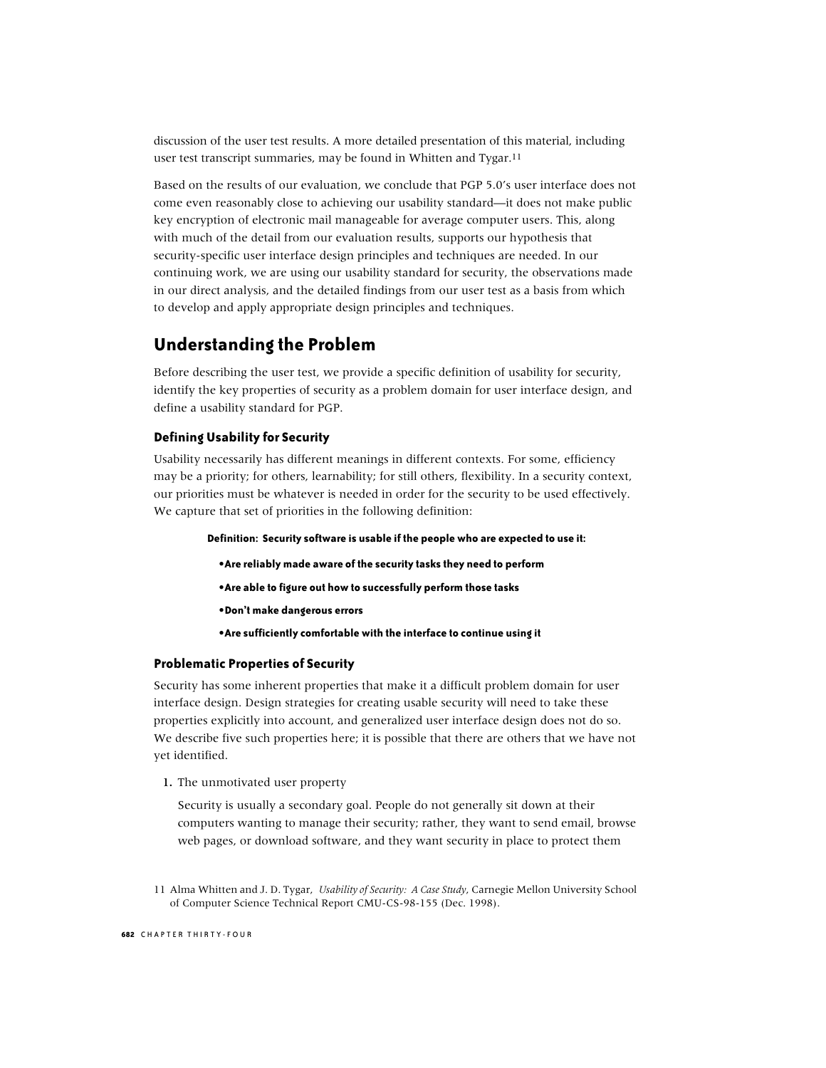discussion of the user test results. A more detailed presentation of this material, including user test transcript summaries, may be found in Whitten and Tygar.[11]

Based on the results of our evaluation, we conclude that PGP 5.0's user interface does not come even reasonably close to achieving our usability standard—it does not make public key encryption of electronic mail manageable for average computer users. This, along with much of the detail from our evaluation results, supports our hypothesis that security-specific user interface design principles and techniques are needed. In our continuing work, we are using our usability standard for security, the observations made in our direct analysis, and the detailed findings from our user test as a basis from which to develop and apply appropriate design principles and techniques.

## Understanding the Problem

Before describing the user test, we provide a specific definition of usability for security, identify the key properties of security as a problem domain for user interface design, and define a usability standard for PGP.

### Defining Usability for Security

Usability necessarily has different meanings in different contexts. For some, efficiency may be a priority; for others, learnability; for still others, flexibility. In a security context, our priorities must be whatever is needed in order for the security to be used effectively. We capture that set of priorities in the following definition:

**Definition: Security software is usable if the people who are expected to use it:**

- **Are reliably made aware of the security tasks they need to perform**
- **Are able to figure out how to successfully perform those tasks**
- **Don't make dangerous errors**
- **Are sufficiently comfortable with the interface to continue using it**

### Problematic Properties of Security

Security has some inherent properties that make it a difficult problem domain for user interface design. Design strategies for creating usable security will need to take these properties explicitly into account, and generalized user interface design does not do so. We describe five such properties here; it is possible that there are others that we have not yet identified.

1. The unmotivated user property

   Security is usually a secondary goal. People do not generally sit down at their computers wanting to manage their security; rather, they want to send email, browse web pages, or download software, and they want security in place to protect them

11 Alma Whitten and J. D. Tygar, *Usability of Security: A Case Study*, Carnegie Mellon University School of Computer Science Technical Report CMU-CS-98-155 (Dec. 1998).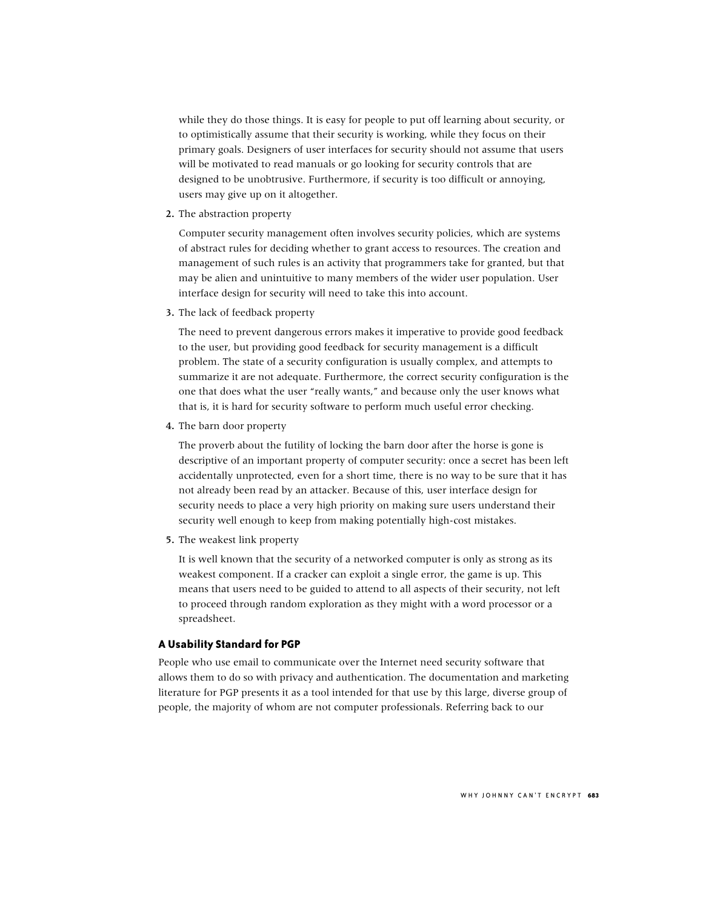while they do those things. It is easy for people to put off learning about security, or to optimistically assume that their security is working, while they focus on their primary goals. Designers of user interfaces for security should not assume that users will be motivated to read manuals or go looking for security controls that are designed to be unobtrusive. Furthermore, if security is too difficult or annoying, users may give up on it altogether.

2. The abstraction property

   Computer security management often involves security policies, which are systems of abstract rules for deciding whether to grant access to resources. The creation and management of such rules is an activity that programmers take for granted, but that may be alien and unintuitive to many members of the wider user population. User interface design for security will need to take this into account.

3. The lack of feedback property

   The need to prevent dangerous errors makes it imperative to provide good feedback to the user, but providing good feedback for security management is a difficult problem. The state of a security configuration is usually complex, and attempts to summarize it are not adequate. Furthermore, the correct security configuration is the one that does what the user "really wants," and because only the user knows what that is, it is hard for security software to perform much useful error checking.

4. The barn door property

   The proverb about the futility of locking the barn door after the horse is gone is descriptive of an important property of computer security: once a secret has been left accidentally unprotected, even for a short time, there is no way to be sure that it has not already been read by an attacker. Because of this, user interface design for security needs to place a very high priority on making sure users understand their security well enough to keep from making potentially high-cost mistakes.

5. The weakest link property

   It is well known that the security of a networked computer is only as strong as its weakest component. If a cracker can exploit a single error, the game is up. This means that users need to be guided to attend to all aspects of their security, not left to proceed through random exploration as they might with a word processor or a spreadsheet.

### A Usability Standard for PGP

People who use email to communicate over the Internet need security software that allows them to do so with privacy and authentication. The documentation and marketing literature for PGP presents it as a tool intended for that use by this large, diverse group of people, the majority of whom are not computer professionals. Referring back to our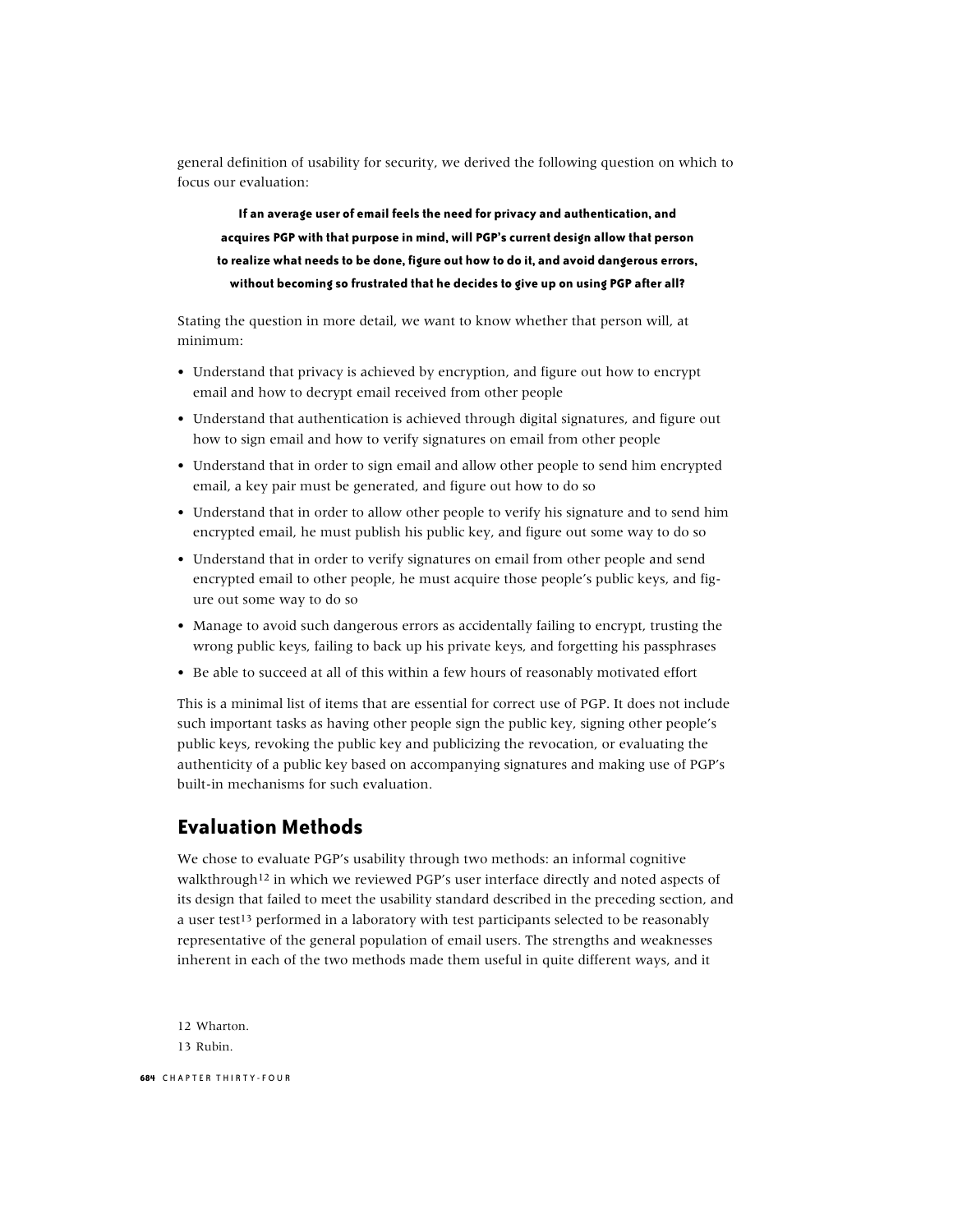general definition of usability for security, we derived the following question on which to focus our evaluation:

> **If an average user of email feels the need for privacy and authentication, and acquires PGP with that purpose in mind, will PGP's current design allow that person to realize what needs to be done, figure out how to do it, and avoid dangerous errors, without becoming so frustrated that he decides to give up on using PGP after all?**

Stating the question in more detail, we want to know whether that person will, at minimum:

- Understand that privacy is achieved by encryption, and figure out how to encrypt email and how to decrypt email received from other people
- Understand that authentication is achieved through digital signatures, and figure out how to sign email and how to verify signatures on email from other people
- Understand that in order to sign email and allow other people to send him encrypted email, a key pair must be generated, and figure out how to do so
- Understand that in order to allow other people to verify his signature and to send him encrypted email, he must publish his public key, and figure out some way to do so
- Understand that in order to verify signatures on email from other people and send encrypted email to other people, he must acquire those people's public keys, and figure out some way to do so
- Manage to avoid such dangerous errors as accidentally failing to encrypt, trusting the wrong public keys, failing to back up his private keys, and forgetting his passphrases
- Be able to succeed at all of this within a few hours of reasonably motivated effort

This is a minimal list of items that are essential for correct use of PGP. It does not include such important tasks as having other people sign the public key, signing other people's public keys, revoking the public key and publicizing the revocation, or evaluating the authenticity of a public key based on accompanying signatures and making use of PGP's built-in mechanisms for such evaluation.

## Evaluation Methods

We chose to evaluate PGP's usability through two methods: an informal cognitive walkthrough[12] in which we reviewed PGP's user interface directly and noted aspects of its design that failed to meet the usability standard described in the preceding section, and a user test[13] performed in a laboratory with test participants selected to be reasonably representative of the general population of email users. The strengths and weaknesses inherent in each of the two methods made them useful in quite different ways, and it

12 Wharton.

13 Rubin.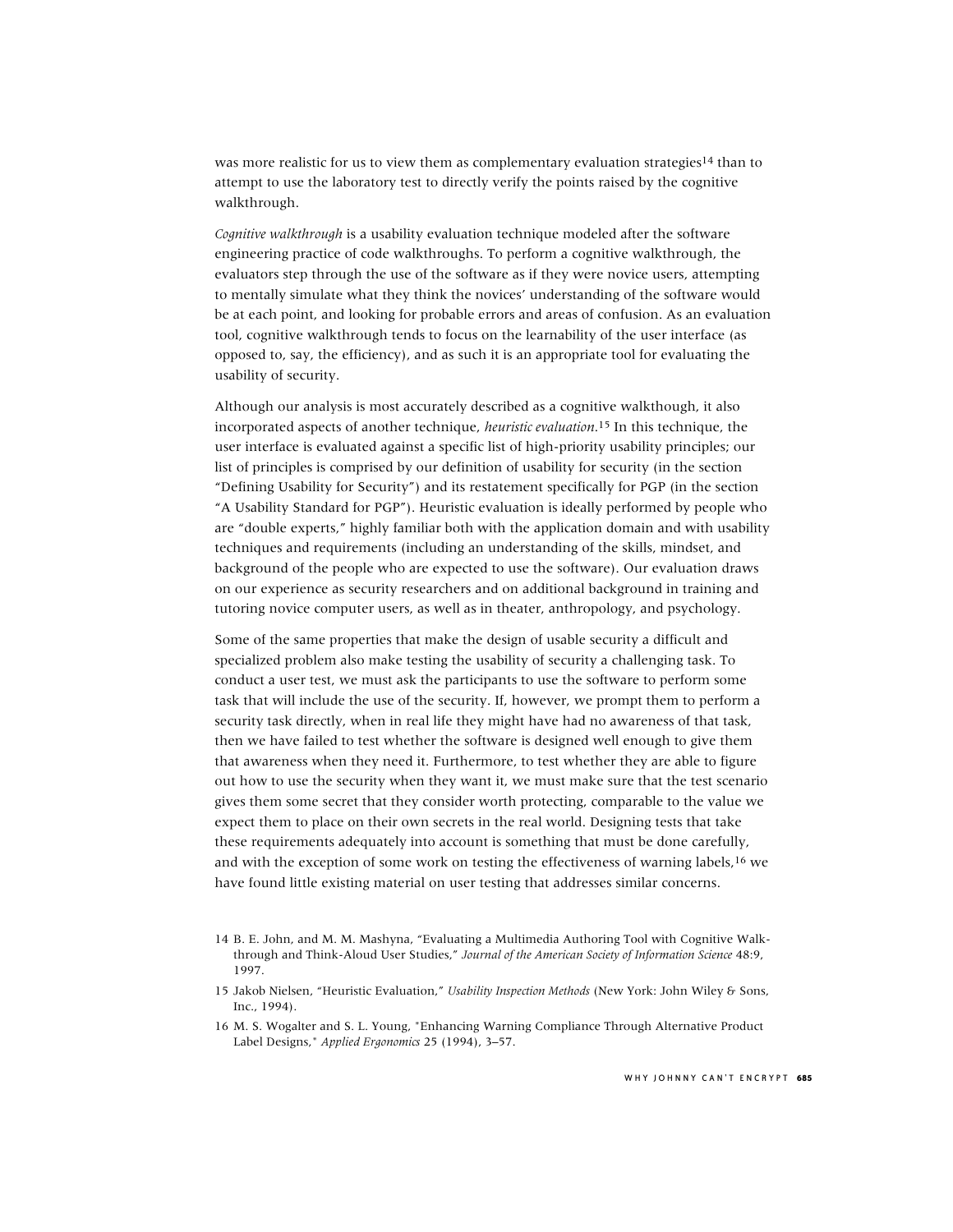was more realistic for us to view them as complementary evaluation strategies[14] than to attempt to use the laboratory test to directly verify the points raised by the cognitive walkthrough.

*Cognitive walkthrough* is a usability evaluation technique modeled after the software engineering practice of code walkthroughs. To perform a cognitive walkthrough, the evaluators step through the use of the software as if they were novice users, attempting to mentally simulate what they think the novices' understanding of the software would be at each point, and looking for probable errors and areas of confusion. As an evaluation tool, cognitive walkthrough tends to focus on the learnability of the user interface (as opposed to, say, the efficiency), and as such it is an appropriate tool for evaluating the usability of security.

Although our analysis is most accurately described as a cognitive walkthough, it also incorporated aspects of another technique, *heuristic evaluation*.[15] In this technique, the user interface is evaluated against a specific list of high-priority usability principles; our list of principles is comprised by our definition of usability for security (in the section "Defining Usability for Security") and its restatement specifically for PGP (in the section "A Usability Standard for PGP"). Heuristic evaluation is ideally performed by people who are "double experts," highly familiar both with the application domain and with usability techniques and requirements (including an understanding of the skills, mindset, and background of the people who are expected to use the software). Our evaluation draws on our experience as security researchers and on additional background in training and tutoring novice computer users, as well as in theater, anthropology, and psychology.

Some of the same properties that make the design of usable security a difficult and specialized problem also make testing the usability of security a challenging task. To conduct a user test, we must ask the participants to use the software to perform some task that will include the use of the security. If, however, we prompt them to perform a security task directly, when in real life they might have had no awareness of that task, then we have failed to test whether the software is designed well enough to give them that awareness when they need it. Furthermore, to test whether they are able to figure out how to use the security when they want it, we must make sure that the test scenario gives them some secret that they consider worth protecting, comparable to the value we expect them to place on their own secrets in the real world. Designing tests that take these requirements adequately into account is something that must be done carefully, and with the exception of some work on testing the effectiveness of warning labels,[16] we have found little existing material on user testing that addresses similar concerns.

14 B. E. John, and M. M. Mashyna, "Evaluating a Multimedia Authoring Tool with Cognitive Walkthrough and Think-Aloud User Studies," *Journal of the American Society of Information Science* 48:9, 1997.

15 Jakob Nielsen, "Heuristic Evaluation," *Usability Inspection Methods* (New York: John Wiley & Sons, Inc., 1994).

16 M. S. Wogalter and S. L. Young, "Enhancing Warning Compliance Through Alternative Product Label Designs," *Applied Ergonomics* 25 (1994), 3–57.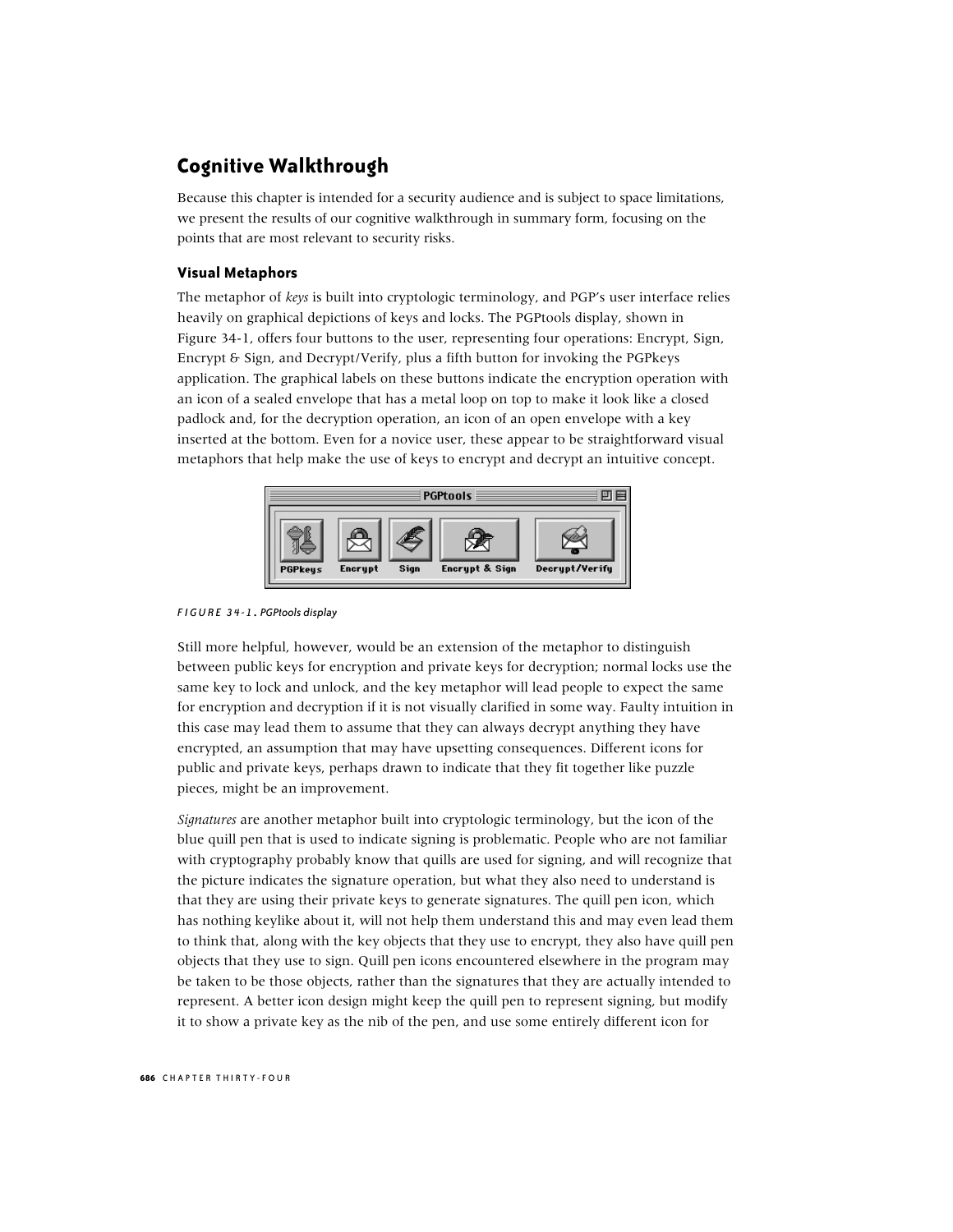## Cognitive Walkthrough

Because this chapter is intended for a security audience and is subject to space limitations, we present the results of our cognitive walkthrough in summary form, focusing on the points that are most relevant to security risks.

### Visual Metaphors

The metaphor of *keys* is built into cryptologic terminology, and PGP's user interface relies heavily on graphical depictions of keys and locks. The PGPtools display, shown in Figure 34-1, offers four buttons to the user, representing four operations: Encrypt, Sign, Encrypt & Sign, and Decrypt/Verify, plus a fifth button for invoking the PGPkeys application. The graphical labels on these buttons indicate the encryption operation with an icon of a sealed envelope that has a metal loop on top to make it look like a closed padlock and, for the decryption operation, an icon of an open envelope with a key inserted at the bottom. Even for a novice user, these appear to be straightforward visual metaphors that help make the use of keys to encrypt and decrypt an intuitive concept.

*FIGURE 34-1. PGPtools display*

Still more helpful, however, would be an extension of the metaphor to distinguish between public keys for encryption and private keys for decryption; normal locks use the same key to lock and unlock, and the key metaphor will lead people to expect the same for encryption and decryption if it is not visually clarified in some way. Faulty intuition in this case may lead them to assume that they can always decrypt anything they have encrypted, an assumption that may have upsetting consequences. Different icons for public and private keys, perhaps drawn to indicate that they fit together like puzzle pieces, might be an improvement.

*Signatures* are another metaphor built into cryptologic terminology, but the icon of the blue quill pen that is used to indicate signing is problematic. People who are not familiar with cryptography probably know that quills are used for signing, and will recognize that the picture indicates the signature operation, but what they also need to understand is that they are using their private keys to generate signatures. The quill pen icon, which has nothing keylike about it, will not help them understand this and may even lead them to think that, along with the key objects that they use to encrypt, they also have quill pen objects that they use to sign. Quill pen icons encountered elsewhere in the program may be taken to be those objects, rather than the signatures that they are actually intended to represent. A better icon design might keep the quill pen to represent signing, but modify it to show a private key as the nib of the pen, and use some entirely different icon for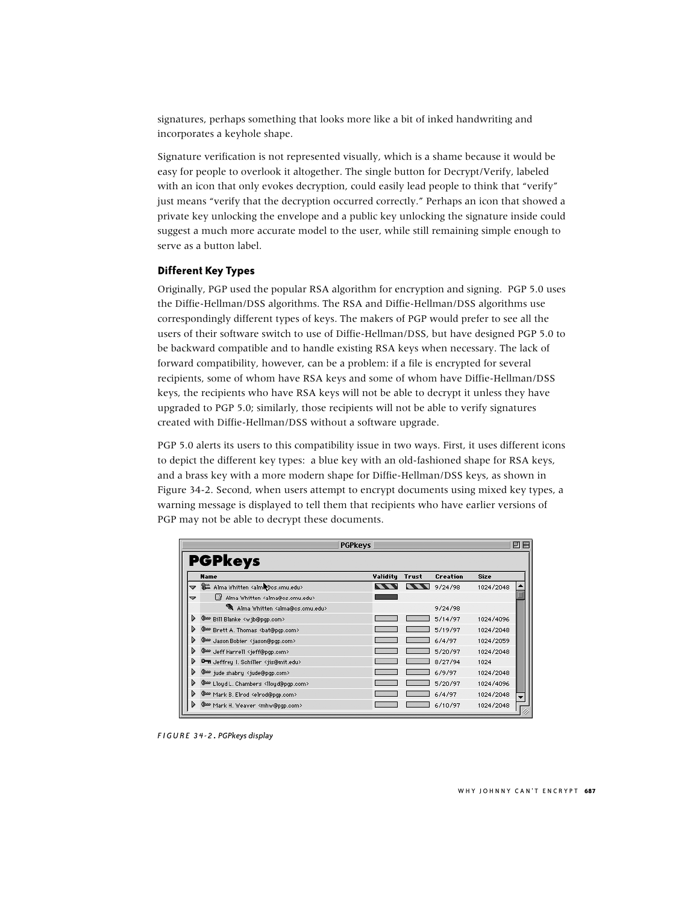signatures, perhaps something that looks more like a bit of inked handwriting and incorporates a keyhole shape.

Signature verification is not represented visually, which is a shame because it would be easy for people to overlook it altogether. The single button for Decrypt/Verify, labeled with an icon that only evokes decryption, could easily lead people to think that "verify" just means "verify that the decryption occurred correctly." Perhaps an icon that showed a private key unlocking the envelope and a public key unlocking the signature inside could suggest a much more accurate model to the user, while still remaining simple enough to serve as a button label.

### Different Key Types

Originally, PGP used the popular RSA algorithm for encryption and signing. PGP 5.0 uses the Diffie-Hellman/DSS algorithms. The RSA and Diffie-Hellman/DSS algorithms use correspondingly different types of keys. The makers of PGP would prefer to see all the users of their software switch to use of Diffie-Hellman/DSS, but have designed PGP 5.0 to be backward compatible and to handle existing RSA keys when necessary. The lack of forward compatibility, however, can be a problem: if a file is encrypted for several recipients, some of whom have RSA keys and some of whom have Diffie-Hellman/DSS keys, the recipients who have RSA keys will not be able to decrypt it unless they have upgraded to PGP 5.0; similarly, those recipients will not be able to verify signatures created with Diffie-Hellman/DSS without a software upgrade.

PGP 5.0 alerts its users to this compatibility issue in two ways. First, it uses different icons to depict the different key types: a blue key with an old-fashioned shape for RSA keys, and a brass key with a more modern shape for Diffie-Hellman/DSS keys, as shown in Figure 34-2. Second, when users attempt to encrypt documents using mixed key types, a warning message is displayed to tell them that recipients who have earlier versions of PGP may not be able to decrypt these documents.

| Name | Validity | Trust | Creation | Size |
|---|---|---|---|---|
| Alma Whitten <alma@cs.cmu.edu> | | | 9/24/98 | 1024/2048 |
| Alma Whitten <alma@cs.cmu.edu> | | | | |
| Alma Whitten <alma@cs.cmu.edu> | | | 9/24/98 | |
| Bill Blanke <wjb@pgp.com> | | | 5/14/97 | 1024/4096 |
| Brett A. Thomas <bat@pgp.com> | | | 5/19/97 | 1024/2048 |
| Jason Bobier <jason@pgp.com> | | | 6/4/97 | 1024/2059 |
| Jeff Harrell <jeff@pgp.com> | | | 5/20/97 | 1024/2048 |
| Jeffrey I. Schiller <jis@mit.edu> | | | 8/27/94 | 1024 |
| jude shabry <jude@pgp.com> | | | 6/9/97 | 1024/2048 |
| Lloyd L. Chambers <lloyd@pgp.com> | | | 5/20/97 | 1024/4096 |
| Mark B. Elrod <elrod@pgp.com> | | | 6/4/97 | 1024/2048 |
| Mark H. Weaver <mhw@pgp.com> | | | 6/10/97 | 1024/2048 |

*FIGURE 34-2. PGPkeys display*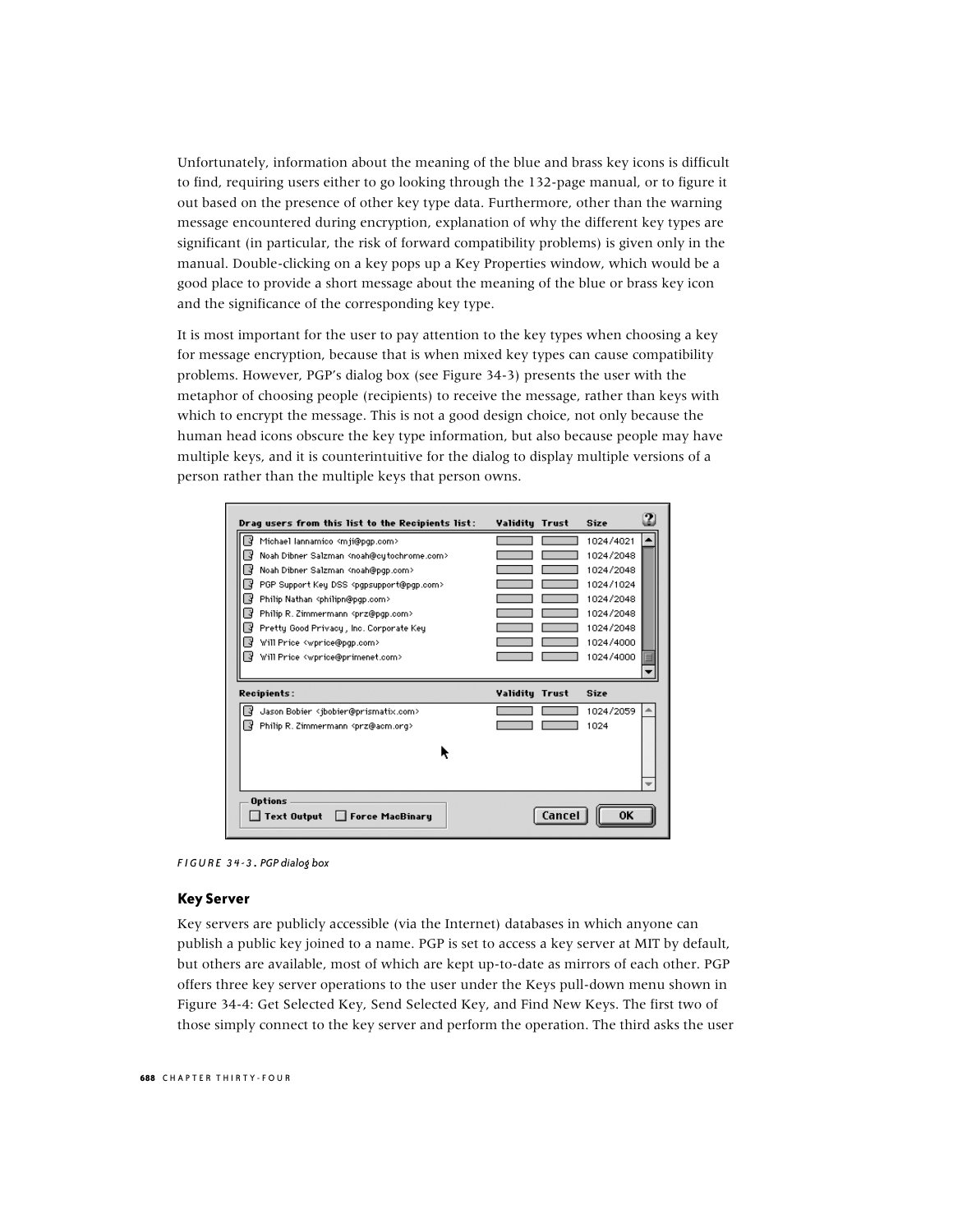Unfortunately, information about the meaning of the blue and brass key icons is difficult to find, requiring users either to go looking through the 132-page manual, or to figure it out based on the presence of other key type data. Furthermore, other than the warning message encountered during encryption, explanation of why the different key types are significant (in particular, the risk of forward compatibility problems) is given only in the manual. Double-clicking on a key pops up a Key Properties window, which would be a good place to provide a short message about the meaning of the blue or brass key icon and the significance of the corresponding key type.

It is most important for the user to pay attention to the key types when choosing a key for message encryption, because that is when mixed key types can cause compatibility problems. However, PGP's dialog box (see Figure 34-3) presents the user with the metaphor of choosing people (recipients) to receive the message, rather than keys with which to encrypt the message. This is not a good design choice, not only because the human head icons obscure the key type information, but also because people may have multiple keys, and it is counterintuitive for the dialog to display multiple versions of a person rather than the multiple keys that person owns.

Drag users from this list to the Recipients list: Validity Trust Size

Michael Iannamico <mji@pgp.com> 1024/4021
Noah Dibner Salzman <noah@cytochrome.com> 1024/2048
Noah Dibner Salzman <noah@pgp.com> 1024/2048
PGP Support Key DSS <pgpsupport@pgp.com> 1024/1024
Philip Nathan <philipn@pgp.com> 1024/2048
Philip R. Zimmermann <prz@pgp.com> 1024/2048
Pretty Good Privacy, Inc. Corporate Key 1024/2048
Will Price <wprice@pgp.com> 1024/4000
Will Price <wprice@primenet.com> 1024/4000

Recipients: Validity Trust Size

Jason Bobier <jbobier@prismatix.com> 1024/2059
Philip R. Zimmermann <prz@acm.org> 1024

Options
Text Output
Force MacBinary
Cancel
OK

*FIGURE 34-3. PGP dialog box*

### Key Server

Key servers are publicly accessible (via the Internet) databases in which anyone can publish a public key joined to a name. PGP is set to access a key server at MIT by default, but others are available, most of which are kept up-to-date as mirrors of each other. PGP offers three key server operations to the user under the Keys pull-down menu shown in Figure 34-4: Get Selected Key, Send Selected Key, and Find New Keys. The first two of those simply connect to the key server and perform the operation. The third asks the user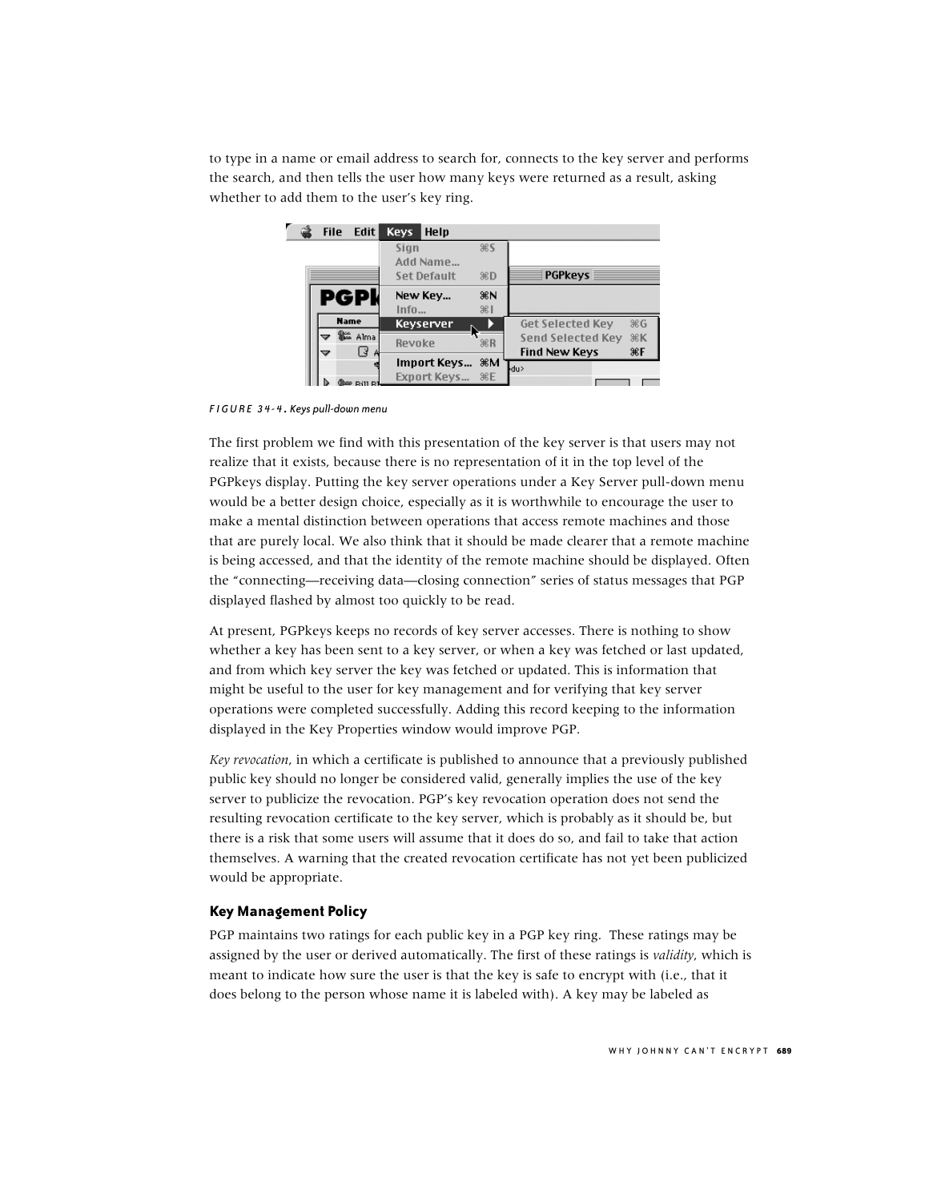to type in a name or email address to search for, connects to the key server and performs the search, and then tells the user how many keys were returned as a result, asking whether to add them to the user's key ring.

*FIGURE 34-4. Keys pull-down menu*

The first problem we find with this presentation of the key server is that users may not realize that it exists, because there is no representation of it in the top level of the PGPkeys display. Putting the key server operations under a Key Server pull-down menu would be a better design choice, especially as it is worthwhile to encourage the user to make a mental distinction between operations that access remote machines and those that are purely local. We also think that it should be made clearer that a remote machine is being accessed, and that the identity of the remote machine should be displayed. Often the "connecting—receiving data—closing connection" series of status messages that PGP displayed flashed by almost too quickly to be read.

At present, PGPkeys keeps no records of key server accesses. There is nothing to show whether a key has been sent to a key server, or when a key was fetched or last updated, and from which key server the key was fetched or updated. This is information that might be useful to the user for key management and for verifying that key server operations were completed successfully. Adding this record keeping to the information displayed in the Key Properties window would improve PGP.

*Key revocation*, in which a certificate is published to announce that a previously published public key should no longer be considered valid, generally implies the use of the key server to publicize the revocation. PGP's key revocation operation does not send the resulting revocation certificate to the key server, which is probably as it should be, but there is a risk that some users will assume that it does do so, and fail to take that action themselves. A warning that the created revocation certificate has not yet been publicized would be appropriate.

### Key Management Policy

PGP maintains two ratings for each public key in a PGP key ring. These ratings may be assigned by the user or derived automatically. The first of these ratings is *validity*, which is meant to indicate how sure the user is that the key is safe to encrypt with (i.e., that it does belong to the person whose name it is labeled with). A key may be labeled as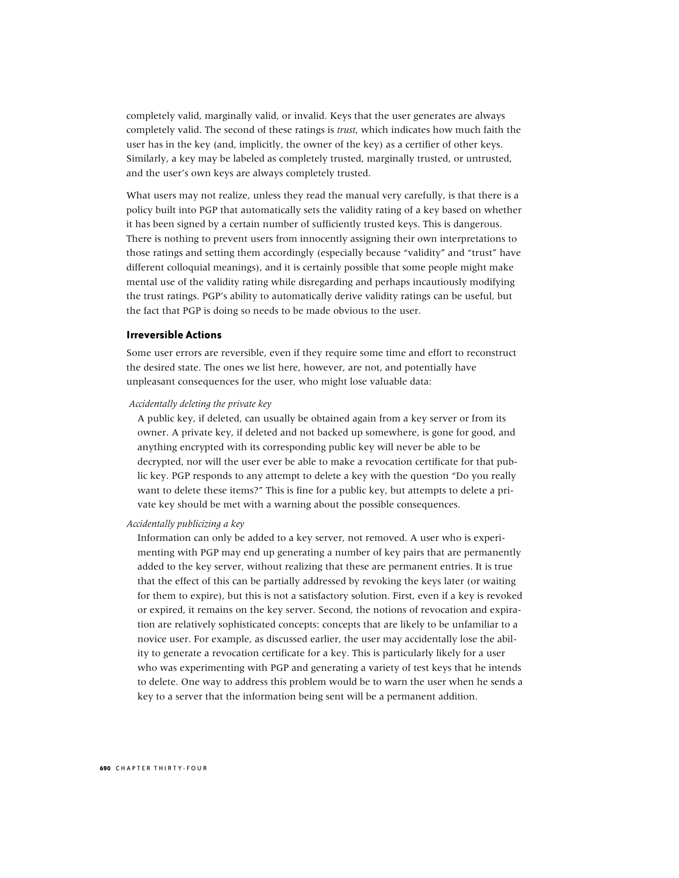completely valid, marginally valid, or invalid. Keys that the user generates are always completely valid. The second of these ratings is *trust*, which indicates how much faith the user has in the key (and, implicitly, the owner of the key) as a certifier of other keys. Similarly, a key may be labeled as completely trusted, marginally trusted, or untrusted, and the user's own keys are always completely trusted.

What users may not realize, unless they read the manual very carefully, is that there is a policy built into PGP that automatically sets the validity rating of a key based on whether it has been signed by a certain number of sufficiently trusted keys. This is dangerous. There is nothing to prevent users from innocently assigning their own interpretations to those ratings and setting them accordingly (especially because "validity" and "trust" have different colloquial meanings), and it is certainly possible that some people might make mental use of the validity rating while disregarding and perhaps incautiously modifying the trust ratings. PGP's ability to automatically derive validity ratings can be useful, but the fact that PGP is doing so needs to be made obvious to the user.

### Irreversible Actions

Some user errors are reversible, even if they require some time and effort to reconstruct the desired state. The ones we list here, however, are not, and potentially have unpleasant consequences for the user, who might lose valuable data:

*Accidentally deleting the private key*

A public key, if deleted, can usually be obtained again from a key server or from its owner. A private key, if deleted and not backed up somewhere, is gone for good, and anything encrypted with its corresponding public key will never be able to be decrypted, nor will the user ever be able to make a revocation certificate for that public key. PGP responds to any attempt to delete a key with the question "Do you really want to delete these items?" This is fine for a public key, but attempts to delete a private key should be met with a warning about the possible consequences.

*Accidentally publicizing a key*

Information can only be added to a key server, not removed. A user who is experimenting with PGP may end up generating a number of key pairs that are permanently added to the key server, without realizing that these are permanent entries. It is true that the effect of this can be partially addressed by revoking the keys later (or waiting for them to expire), but this is not a satisfactory solution. First, even if a key is revoked or expired, it remains on the key server. Second, the notions of revocation and expiration are relatively sophisticated concepts: concepts that are likely to be unfamiliar to a novice user. For example, as discussed earlier, the user may accidentally lose the ability to generate a revocation certificate for a key. This is particularly likely for a user who was experimenting with PGP and generating a variety of test keys that he intends to delete. One way to address this problem would be to warn the user when he sends a key to a server that the information being sent will be a permanent addition.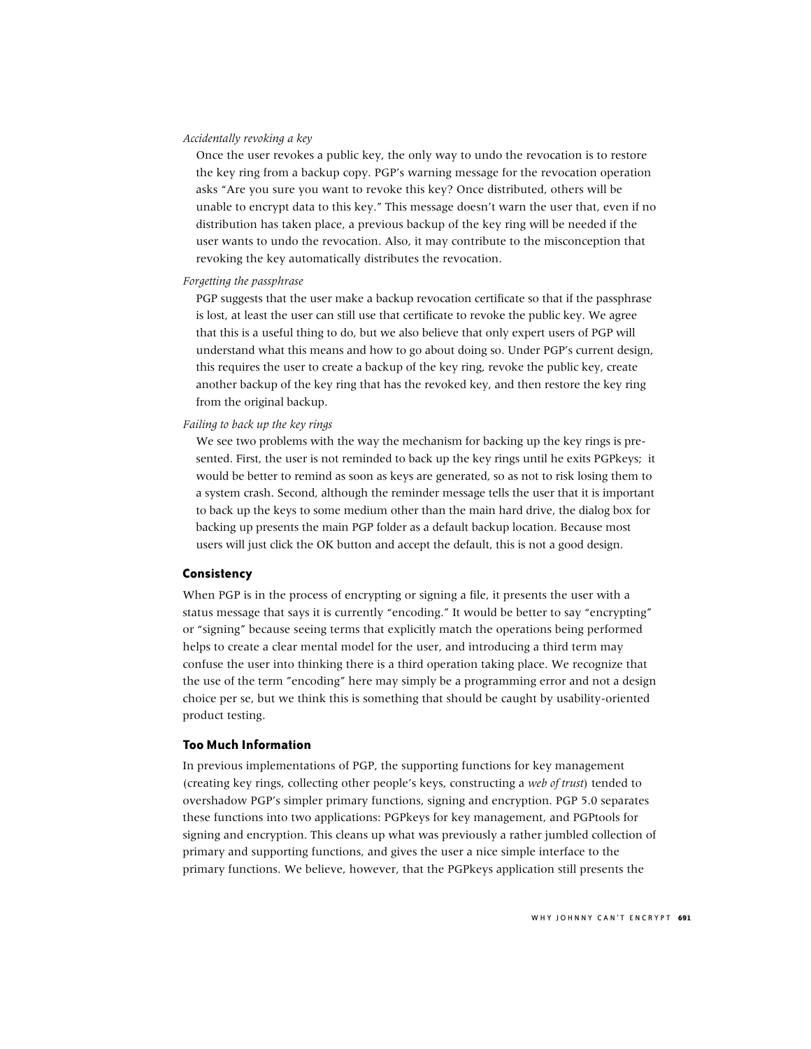*Accidentally revoking a key*

Once the user revokes a public key, the only way to undo the revocation is to restore the key ring from a backup copy. PGP's warning message for the revocation operation asks "Are you sure you want to revoke this key? Once distributed, others will be unable to encrypt data to this key." This message doesn't warn the user that, even if no distribution has taken place, a previous backup of the key ring will be needed if the user wants to undo the revocation. Also, it may contribute to the misconception that revoking the key automatically distributes the revocation.

*Forgetting the passphrase*

PGP suggests that the user make a backup revocation certificate so that if the passphrase is lost, at least the user can still use that certificate to revoke the public key. We agree that this is a useful thing to do, but we also believe that only expert users of PGP will understand what this means and how to go about doing so. Under PGP's current design, this requires the user to create a backup of the key ring, revoke the public key, create another backup of the key ring that has the revoked key, and then restore the key ring from the original backup.

*Failing to back up the key rings*

We see two problems with the way the mechanism for backing up the key rings is presented. First, the user is not reminded to back up the key rings until he exits PGPkeys; it would be better to remind as soon as keys are generated, so as not to risk losing them to a system crash. Second, although the reminder message tells the user that it is important to back up the keys to some medium other than the main hard drive, the dialog box for backing up presents the main PGP folder as a default backup location. Because most users will just click the OK button and accept the default, this is not a good design.

### Consistency

When PGP is in the process of encrypting or signing a file, it presents the user with a status message that says it is currently "encoding." It would be better to say "encrypting" or "signing" because seeing terms that explicitly match the operations being performed helps to create a clear mental model for the user, and introducing a third term may confuse the user into thinking there is a third operation taking place. We recognize that the use of the term "encoding" here may simply be a programming error and not a design choice per se, but we think this is something that should be caught by usability-oriented product testing.

### Too Much Information

In previous implementations of PGP, the supporting functions for key management (creating key rings, collecting other people's keys, constructing a *web of trust*) tended to overshadow PGP's simpler primary functions, signing and encryption. PGP 5.0 separates these functions into two applications: PGPkeys for key management, and PGPtools for signing and encryption. This cleans up what was previously a rather jumbled collection of primary and supporting functions, and gives the user a nice simple interface to the primary functions. We believe, however, that the PGPkeys application still presents the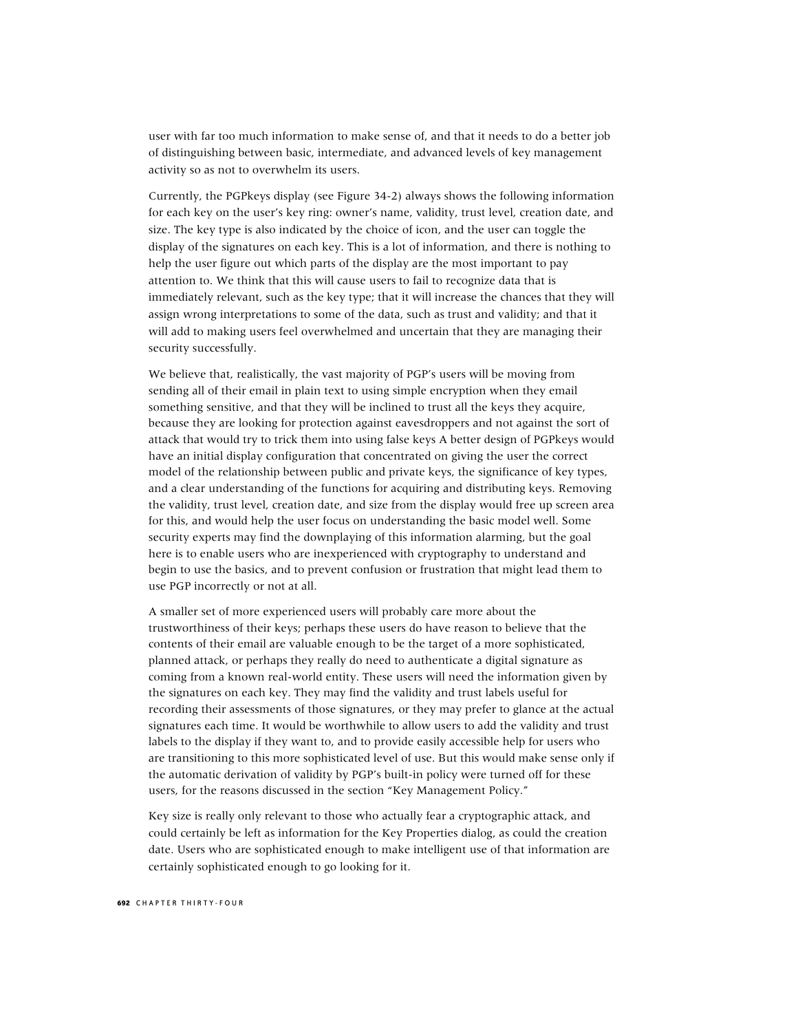user with far too much information to make sense of, and that it needs to do a better job of distinguishing between basic, intermediate, and advanced levels of key management activity so as not to overwhelm its users.

Currently, the PGPkeys display (see Figure 34-2) always shows the following information for each key on the user's key ring: owner's name, validity, trust level, creation date, and size. The key type is also indicated by the choice of icon, and the user can toggle the display of the signatures on each key. This is a lot of information, and there is nothing to help the user figure out which parts of the display are the most important to pay attention to. We think that this will cause users to fail to recognize data that is immediately relevant, such as the key type; that it will increase the chances that they will assign wrong interpretations to some of the data, such as trust and validity; and that it will add to making users feel overwhelmed and uncertain that they are managing their security successfully.

We believe that, realistically, the vast majority of PGP's users will be moving from sending all of their email in plain text to using simple encryption when they email something sensitive, and that they will be inclined to trust all the keys they acquire, because they are looking for protection against eavesdroppers and not against the sort of attack that would try to trick them into using false keys A better design of PGPkeys would have an initial display configuration that concentrated on giving the user the correct model of the relationship between public and private keys, the significance of key types, and a clear understanding of the functions for acquiring and distributing keys. Removing the validity, trust level, creation date, and size from the display would free up screen area for this, and would help the user focus on understanding the basic model well. Some security experts may find the downplaying of this information alarming, but the goal here is to enable users who are inexperienced with cryptography to understand and begin to use the basics, and to prevent confusion or frustration that might lead them to use PGP incorrectly or not at all.

A smaller set of more experienced users will probably care more about the trustworthiness of their keys; perhaps these users do have reason to believe that the contents of their email are valuable enough to be the target of a more sophisticated, planned attack, or perhaps they really do need to authenticate a digital signature as coming from a known real-world entity. These users will need the information given by the signatures on each key. They may find the validity and trust labels useful for recording their assessments of those signatures, or they may prefer to glance at the actual signatures each time. It would be worthwhile to allow users to add the validity and trust labels to the display if they want to, and to provide easily accessible help for users who are transitioning to this more sophisticated level of use. But this would make sense only if the automatic derivation of validity by PGP's built-in policy were turned off for these users, for the reasons discussed in the section "Key Management Policy."

Key size is really only relevant to those who actually fear a cryptographic attack, and could certainly be left as information for the Key Properties dialog, as could the creation date. Users who are sophisticated enough to make intelligent use of that information are certainly sophisticated enough to go looking for it.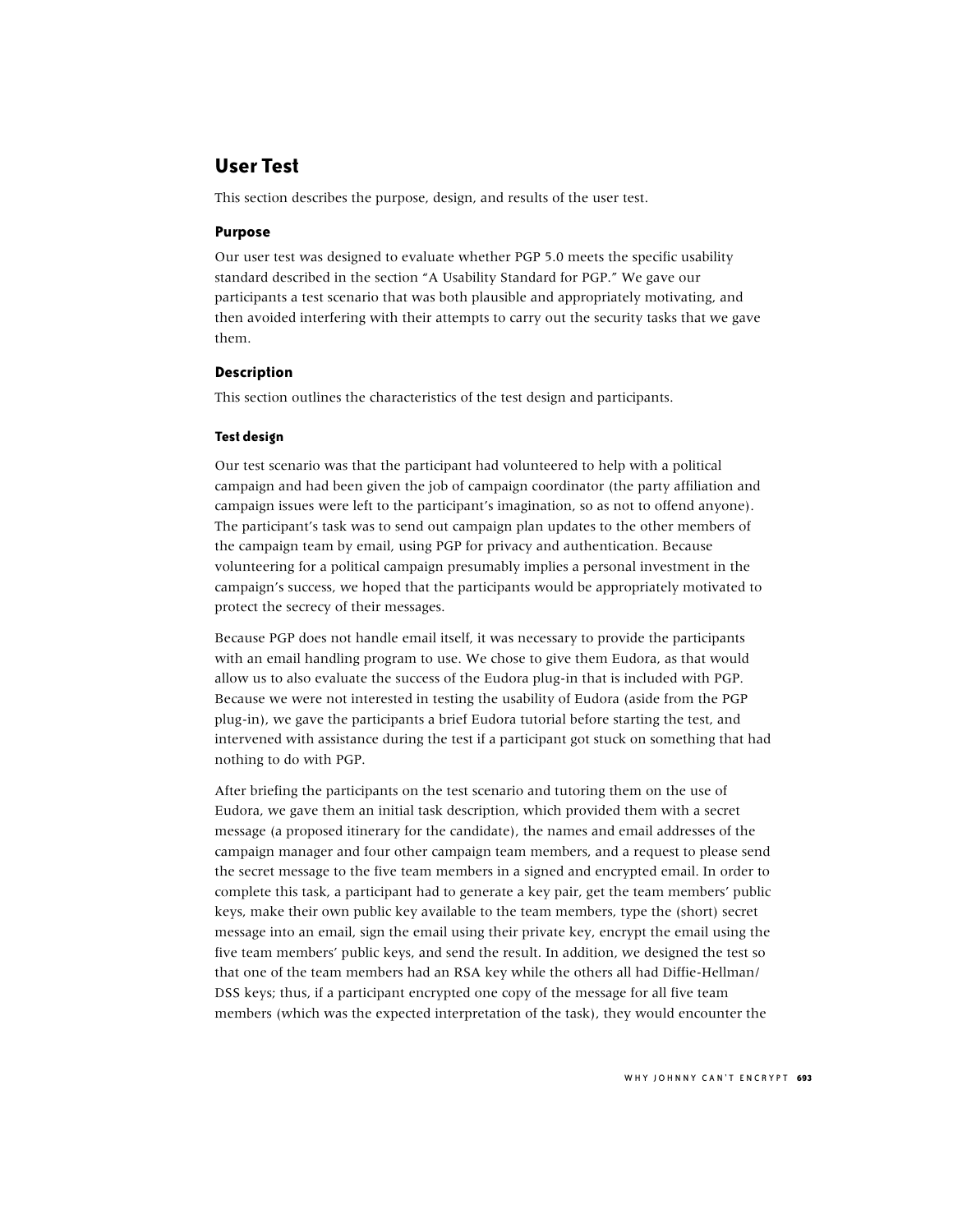## User Test

This section describes the purpose, design, and results of the user test.

### Purpose

Our user test was designed to evaluate whether PGP 5.0 meets the specific usability standard described in the section "A Usability Standard for PGP." We gave our participants a test scenario that was both plausible and appropriately motivating, and then avoided interfering with their attempts to carry out the security tasks that we gave them.

### Description

This section outlines the characteristics of the test design and participants.

#### Test design

Our test scenario was that the participant had volunteered to help with a political campaign and had been given the job of campaign coordinator (the party affiliation and campaign issues were left to the participant's imagination, so as not to offend anyone). The participant's task was to send out campaign plan updates to the other members of the campaign team by email, using PGP for privacy and authentication. Because volunteering for a political campaign presumably implies a personal investment in the campaign's success, we hoped that the participants would be appropriately motivated to protect the secrecy of their messages.

Because PGP does not handle email itself, it was necessary to provide the participants with an email handling program to use. We chose to give them Eudora, as that would allow us to also evaluate the success of the Eudora plug-in that is included with PGP. Because we were not interested in testing the usability of Eudora (aside from the PGP plug-in), we gave the participants a brief Eudora tutorial before starting the test, and intervened with assistance during the test if a participant got stuck on something that had nothing to do with PGP.

After briefing the participants on the test scenario and tutoring them on the use of Eudora, we gave them an initial task description, which provided them with a secret message (a proposed itinerary for the candidate), the names and email addresses of the campaign manager and four other campaign team members, and a request to please send the secret message to the five team members in a signed and encrypted email. In order to complete this task, a participant had to generate a key pair, get the team members' public keys, make their own public key available to the team members, type the (short) secret message into an email, sign the email using their private key, encrypt the email using the five team members' public keys, and send the result. In addition, we designed the test so that one of the team members had an RSA key while the others all had Diffie-Hellman/DSS keys; thus, if a participant encrypted one copy of the message for all five team members (which was the expected interpretation of the task), they would encounter the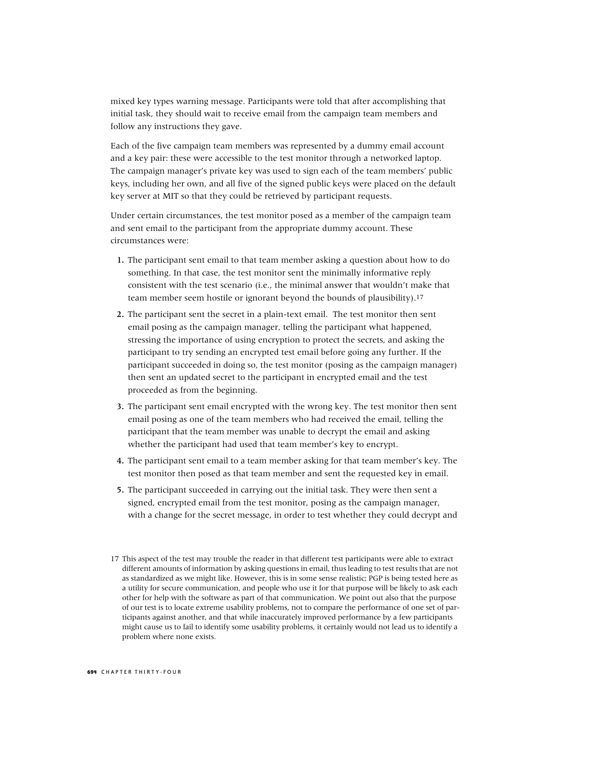mixed key types warning message. Participants were told that after accomplishing that initial task, they should wait to receive email from the campaign team members and follow any instructions they gave.

Each of the five campaign team members was represented by a dummy email account and a key pair: these were accessible to the test monitor through a networked laptop. The campaign manager's private key was used to sign each of the team members' public keys, including her own, and all five of the signed public keys were placed on the default key server at MIT so that they could be retrieved by participant requests.

Under certain circumstances, the test monitor posed as a member of the campaign team and sent email to the participant from the appropriate dummy account. These circumstances were:

1. The participant sent email to that team member asking a question about how to do something. In that case, the test monitor sent the minimally informative reply consistent with the test scenario (i.e., the minimal answer that wouldn't make that team member seem hostile or ignorant beyond the bounds of plausibility).[17]
2. The participant sent the secret in a plain-text email. The test monitor then sent email posing as the campaign manager, telling the participant what happened, stressing the importance of using encryption to protect the secrets, and asking the participant to try sending an encrypted test email before going any further. If the participant succeeded in doing so, the test monitor (posing as the campaign manager) then sent an updated secret to the participant in encrypted email and the test proceeded as from the beginning.
3. The participant sent email encrypted with the wrong key. The test monitor then sent email posing as one of the team members who had received the email, telling the participant that the team member was unable to decrypt the email and asking whether the participant had used that team member's key to encrypt.
4. The participant sent email to a team member asking for that team member's key. The test monitor then posed as that team member and sent the requested key in email.
5. The participant succeeded in carrying out the initial task. They were then sent a signed, encrypted email from the test monitor, posing as the campaign manager, with a change for the secret message, in order to test whether they could decrypt and

17 This aspect of the test may trouble the reader in that different test participants were able to extract different amounts of information by asking questions in email, thus leading to test results that are not as standardized as we might like. However, this is in some sense realistic; PGP is being tested here as a utility for secure communication, and people who use it for that purpose will be likely to ask each other for help with the software as part of that communication. We point out also that the purpose of our test is to locate extreme usability problems, not to compare the performance of one set of participants against another, and that while inaccurately improved performance by a few participants might cause us to fail to identify some usability problems, it certainly would not lead us to identify a problem where none exists.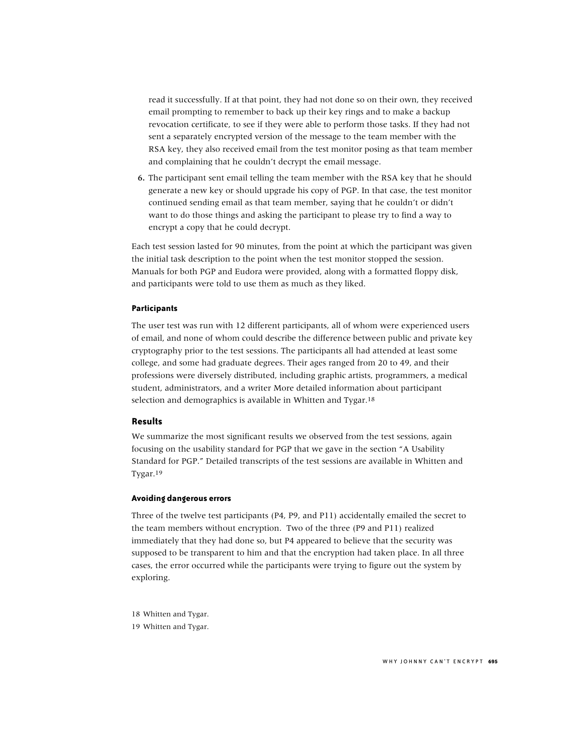read it successfully. If at that point, they had not done so on their own, they received email prompting to remember to back up their key rings and to make a backup revocation certificate, to see if they were able to perform those tasks. If they had not sent a separately encrypted version of the message to the team member with the RSA key, they also received email from the test monitor posing as that team member and complaining that he couldn't decrypt the email message.

6. The participant sent email telling the team member with the RSA key that he should generate a new key or should upgrade his copy of PGP. In that case, the test monitor continued sending email as that team member, saying that he couldn't or didn't want to do those things and asking the participant to please try to find a way to encrypt a copy that he could decrypt.

Each test session lasted for 90 minutes, from the point at which the participant was given the initial task description to the point when the test monitor stopped the session. Manuals for both PGP and Eudora were provided, along with a formatted floppy disk, and participants were told to use them as much as they liked.

#### Participants

The user test was run with 12 different participants, all of whom were experienced users of email, and none of whom could describe the difference between public and private key cryptography prior to the test sessions. The participants all had attended at least some college, and some had graduate degrees. Their ages ranged from 20 to 49, and their professions were diversely distributed, including graphic artists, programmers, a medical student, administrators, and a writer More detailed information about participant selection and demographics is available in Whitten and Tygar.[18]

### Results

We summarize the most significant results we observed from the test sessions, again focusing on the usability standard for PGP that we gave in the section "A Usability Standard for PGP." Detailed transcripts of the test sessions are available in Whitten and Tygar.[19]

#### Avoiding dangerous errors

Three of the twelve test participants (P4, P9, and P11) accidentally emailed the secret to the team members without encryption. Two of the three (P9 and P11) realized immediately that they had done so, but P4 appeared to believe that the security was supposed to be transparent to him and that the encryption had taken place. In all three cases, the error occurred while the participants were trying to figure out the system by exploring.

18 Whitten and Tygar.

19 Whitten and Tygar.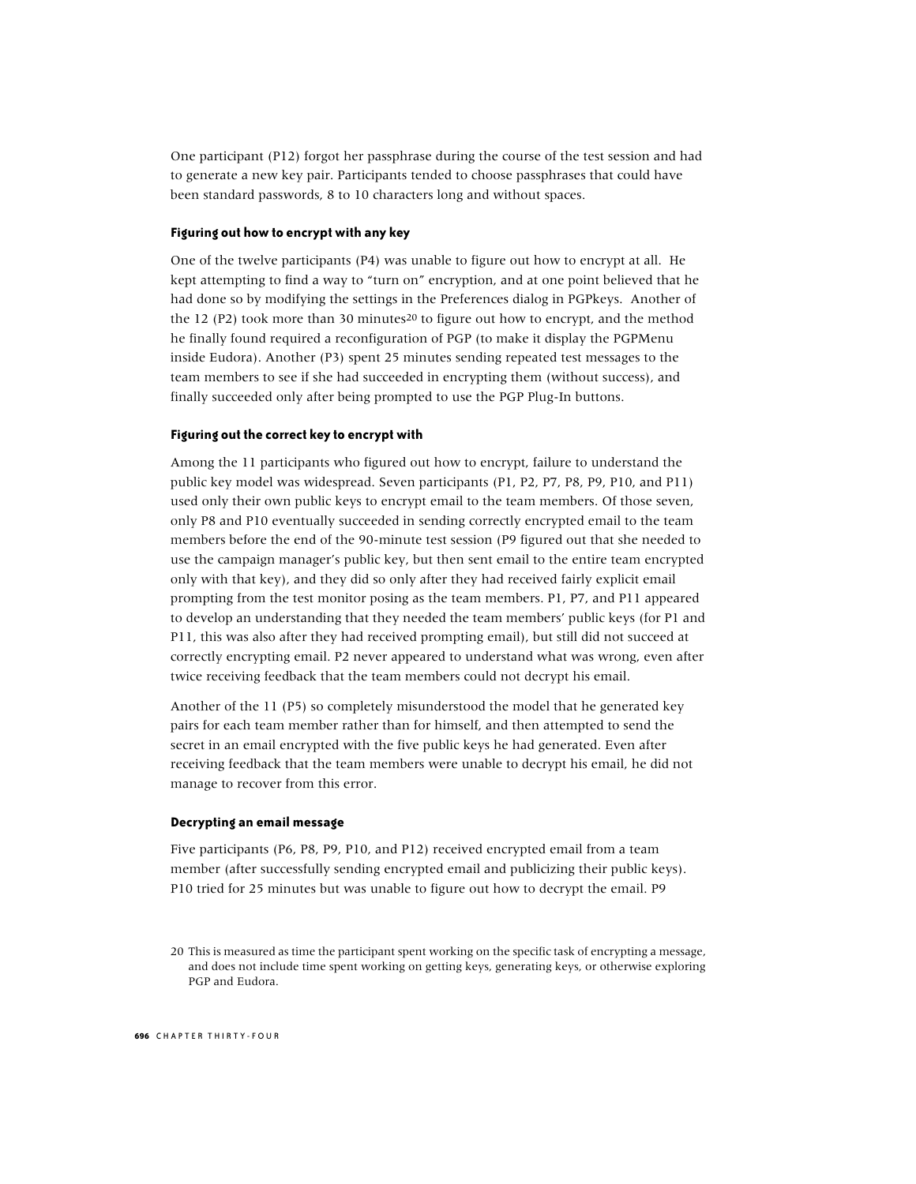One participant (P12) forgot her passphrase during the course of the test session and had to generate a new key pair. Participants tended to choose passphrases that could have been standard passwords, 8 to 10 characters long and without spaces.

### Figuring out how to encrypt with any key

One of the twelve participants (P4) was unable to figure out how to encrypt at all. He kept attempting to find a way to "turn on" encryption, and at one point believed that he had done so by modifying the settings in the Preferences dialog in PGPkeys. Another of the 12 (P2) took more than 30 minutes[20] to figure out how to encrypt, and the method he finally found required a reconfiguration of PGP (to make it display the PGPMenu inside Eudora). Another (P3) spent 25 minutes sending repeated test messages to the team members to see if she had succeeded in encrypting them (without success), and finally succeeded only after being prompted to use the PGP Plug-In buttons.

### Figuring out the correct key to encrypt with

Among the 11 participants who figured out how to encrypt, failure to understand the public key model was widespread. Seven participants (P1, P2, P7, P8, P9, P10, and P11) used only their own public keys to encrypt email to the team members. Of those seven, only P8 and P10 eventually succeeded in sending correctly encrypted email to the team members before the end of the 90-minute test session (P9 figured out that she needed to use the campaign manager's public key, but then sent email to the entire team encrypted only with that key), and they did so only after they had received fairly explicit email prompting from the test monitor posing as the team members. P1, P7, and P11 appeared to develop an understanding that they needed the team members' public keys (for P1 and P11, this was also after they had received prompting email), but still did not succeed at correctly encrypting email. P2 never appeared to understand what was wrong, even after twice receiving feedback that the team members could not decrypt his email.

Another of the 11 (P5) so completely misunderstood the model that he generated key pairs for each team member rather than for himself, and then attempted to send the secret in an email encrypted with the five public keys he had generated. Even after receiving feedback that the team members were unable to decrypt his email, he did not manage to recover from this error.

### Decrypting an email message

Five participants (P6, P8, P9, P10, and P12) received encrypted email from a team member (after successfully sending encrypted email and publicizing their public keys). P10 tried for 25 minutes but was unable to figure out how to decrypt the email. P9

20 This is measured as time the participant spent working on the specific task of encrypting a message, and does not include time spent working on getting keys, generating keys, or otherwise exploring PGP and Eudora.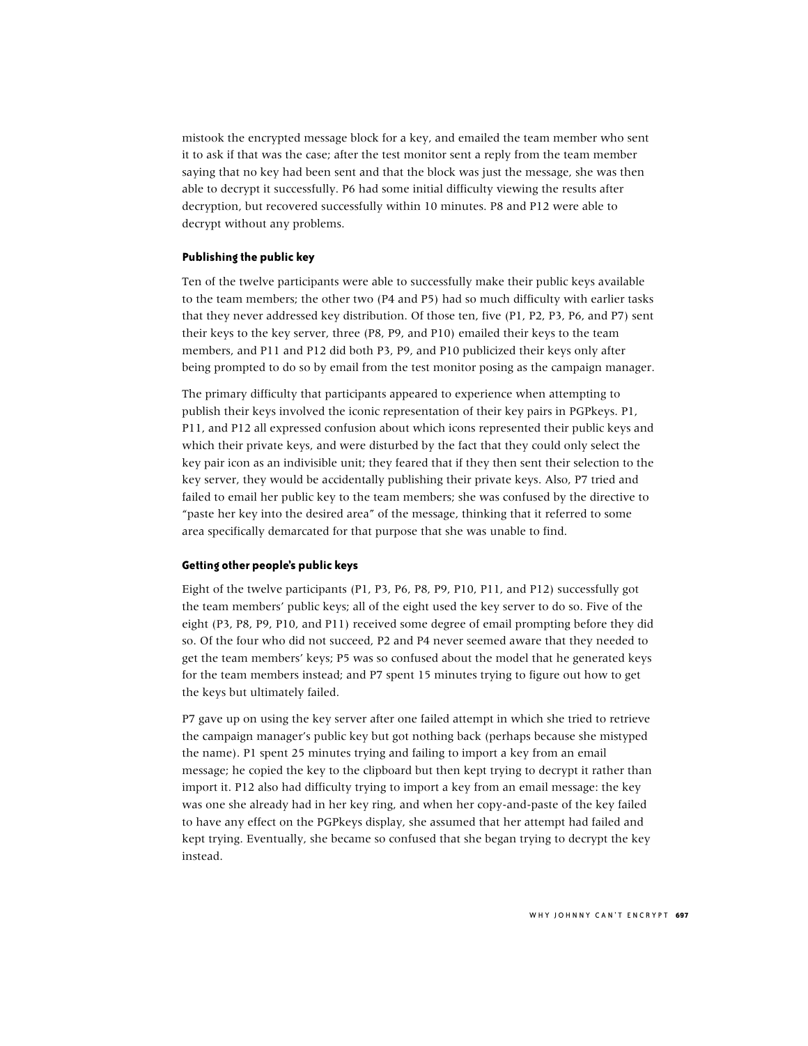mistook the encrypted message block for a key, and emailed the team member who sent it to ask if that was the case; after the test monitor sent a reply from the team member saying that no key had been sent and that the block was just the message, she was then able to decrypt it successfully. P6 had some initial difficulty viewing the results after decryption, but recovered successfully within 10 minutes. P8 and P12 were able to decrypt without any problems.

#### Publishing the public key

Ten of the twelve participants were able to successfully make their public keys available to the team members; the other two (P4 and P5) had so much difficulty with earlier tasks that they never addressed key distribution. Of those ten, five (P1, P2, P3, P6, and P7) sent their keys to the key server, three (P8, P9, and P10) emailed their keys to the team members, and P11 and P12 did both P3, P9, and P10 publicized their keys only after being prompted to do so by email from the test monitor posing as the campaign manager.

The primary difficulty that participants appeared to experience when attempting to publish their keys involved the iconic representation of their key pairs in PGPkeys. P1, P11, and P12 all expressed confusion about which icons represented their public keys and which their private keys, and were disturbed by the fact that they could only select the key pair icon as an indivisible unit; they feared that if they then sent their selection to the key server, they would be accidentally publishing their private keys. Also, P7 tried and failed to email her public key to the team members; she was confused by the directive to "paste her key into the desired area" of the message, thinking that it referred to some area specifically demarcated for that purpose that she was unable to find.

#### Getting other people's public keys

Eight of the twelve participants (P1, P3, P6, P8, P9, P10, P11, and P12) successfully got the team members' public keys; all of the eight used the key server to do so. Five of the eight (P3, P8, P9, P10, and P11) received some degree of email prompting before they did so. Of the four who did not succeed, P2 and P4 never seemed aware that they needed to get the team members' keys; P5 was so confused about the model that he generated keys for the team members instead; and P7 spent 15 minutes trying to figure out how to get the keys but ultimately failed.

P7 gave up on using the key server after one failed attempt in which she tried to retrieve the campaign manager's public key but got nothing back (perhaps because she mistyped the name). P1 spent 25 minutes trying and failing to import a key from an email message; he copied the key to the clipboard but then kept trying to decrypt it rather than import it. P12 also had difficulty trying to import a key from an email message: the key was one she already had in her key ring, and when her copy-and-paste of the key failed to have any effect on the PGPkeys display, she assumed that her attempt had failed and kept trying. Eventually, she became so confused that she began trying to decrypt the key instead.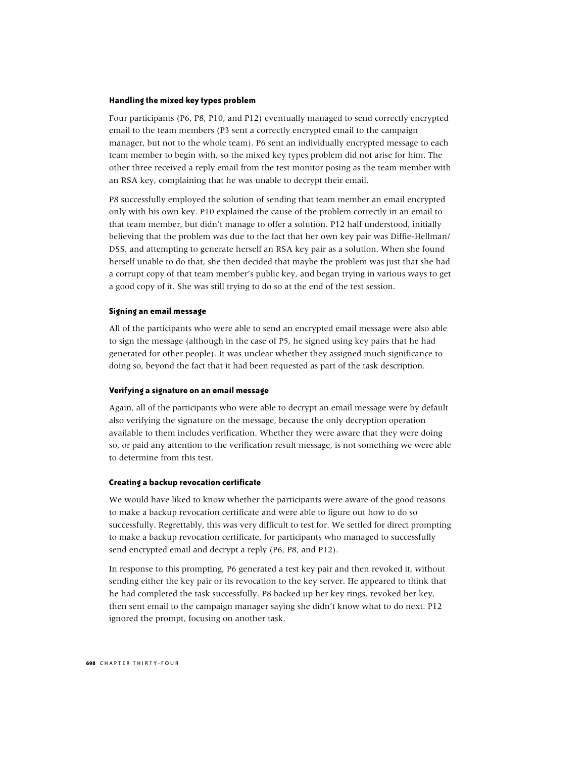### Handling the mixed key types problem

Four participants (P6, P8, P10, and P12) eventually managed to send correctly encrypted email to the team members (P3 sent a correctly encrypted email to the campaign manager, but not to the whole team). P6 sent an individually encrypted message to each team member to begin with, so the mixed key types problem did not arise for him. The other three received a reply email from the test monitor posing as the team member with an RSA key, complaining that he was unable to decrypt their email.

P8 successfully employed the solution of sending that team member an email encrypted only with his own key. P10 explained the cause of the problem correctly in an email to that team member, but didn't manage to offer a solution. P12 half understood, initially believing that the problem was due to the fact that her own key pair was Diffie-Hellman/DSS, and attempting to generate herself an RSA key pair as a solution. When she found herself unable to do that, she then decided that maybe the problem was just that she had a corrupt copy of that team member's public key, and began trying in various ways to get a good copy of it. She was still trying to do so at the end of the test session.

### Signing an email message

All of the participants who were able to send an encrypted email message were also able to sign the message (although in the case of P5, he signed using key pairs that he had generated for other people). It was unclear whether they assigned much significance to doing so, beyond the fact that it had been requested as part of the task description.

### Verifying a signature on an email message

Again, all of the participants who were able to decrypt an email message were by default also verifying the signature on the message, because the only decryption operation available to them includes verification. Whether they were aware that they were doing so, or paid any attention to the verification result message, is not something we were able to determine from this test.

### Creating a backup revocation certificate

We would have liked to know whether the participants were aware of the good reasons to make a backup revocation certificate and were able to figure out how to do so successfully. Regrettably, this was very difficult to test for. We settled for direct prompting to make a backup revocation certificate, for participants who managed to successfully send encrypted email and decrypt a reply (P6, P8, and P12).

In response to this prompting, P6 generated a test key pair and then revoked it, without sending either the key pair or its revocation to the key server. He appeared to think that he had completed the task successfully. P8 backed up her key rings, revoked her key, then sent email to the campaign manager saying she didn't know what to do next. P12 ignored the prompt, focusing on another task.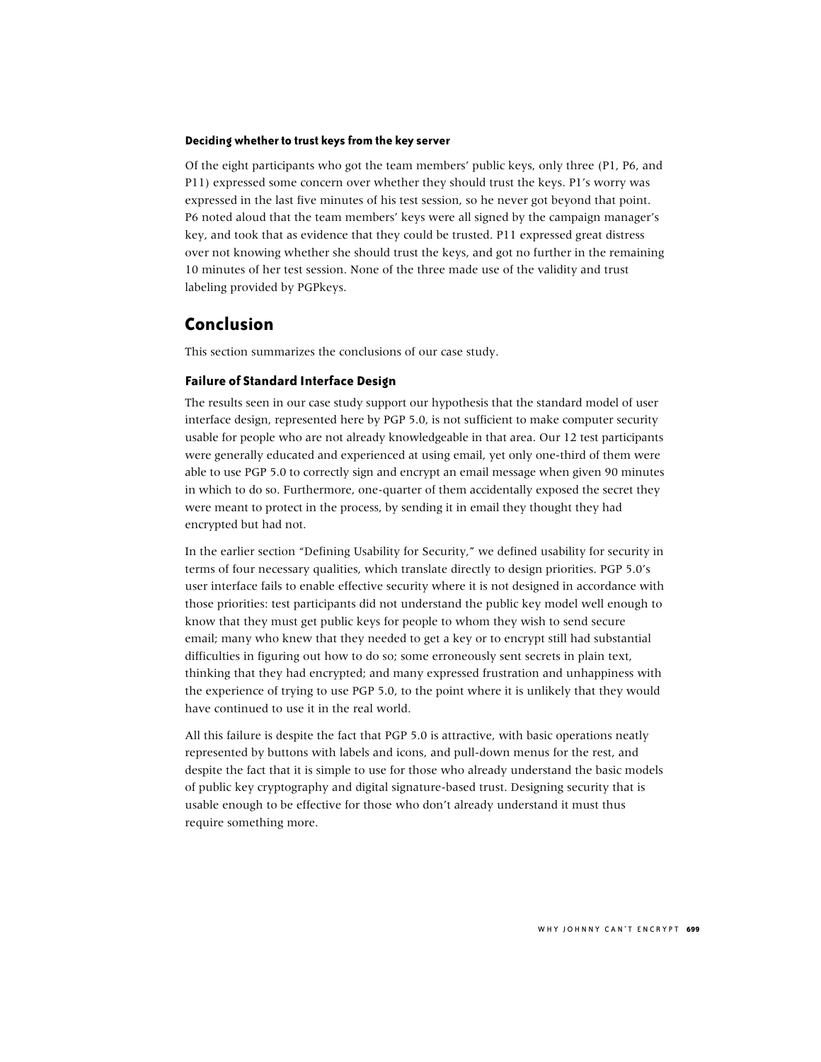#### Deciding whether to trust keys from the key server

Of the eight participants who got the team members' public keys, only three (P1, P6, and P11) expressed some concern over whether they should trust the keys. P1's worry was expressed in the last five minutes of his test session, so he never got beyond that point. P6 noted aloud that the team members' keys were all signed by the campaign manager's key, and took that as evidence that they could be trusted. P11 expressed great distress over not knowing whether she should trust the keys, and got no further in the remaining 10 minutes of her test session. None of the three made use of the validity and trust labeling provided by PGPkeys.

## Conclusion

This section summarizes the conclusions of our case study.

### Failure of Standard Interface Design

The results seen in our case study support our hypothesis that the standard model of user interface design, represented here by PGP 5.0, is not sufficient to make computer security usable for people who are not already knowledgeable in that area. Our 12 test participants were generally educated and experienced at using email, yet only one-third of them were able to use PGP 5.0 to correctly sign and encrypt an email message when given 90 minutes in which to do so. Furthermore, one-quarter of them accidentally exposed the secret they were meant to protect in the process, by sending it in email they thought they had encrypted but had not.

In the earlier section "Defining Usability for Security," we defined usability for security in terms of four necessary qualities, which translate directly to design priorities. PGP 5.0's user interface fails to enable effective security where it is not designed in accordance with those priorities: test participants did not understand the public key model well enough to know that they must get public keys for people to whom they wish to send secure email; many who knew that they needed to get a key or to encrypt still had substantial difficulties in figuring out how to do so; some erroneously sent secrets in plain text, thinking that they had encrypted; and many expressed frustration and unhappiness with the experience of trying to use PGP 5.0, to the point where it is unlikely that they would have continued to use it in the real world.

All this failure is despite the fact that PGP 5.0 is attractive, with basic operations neatly represented by buttons with labels and icons, and pull-down menus for the rest, and despite the fact that it is simple to use for those who already understand the basic models of public key cryptography and digital signature-based trust. Designing security that is usable enough to be effective for those who don't already understand it must thus require something more.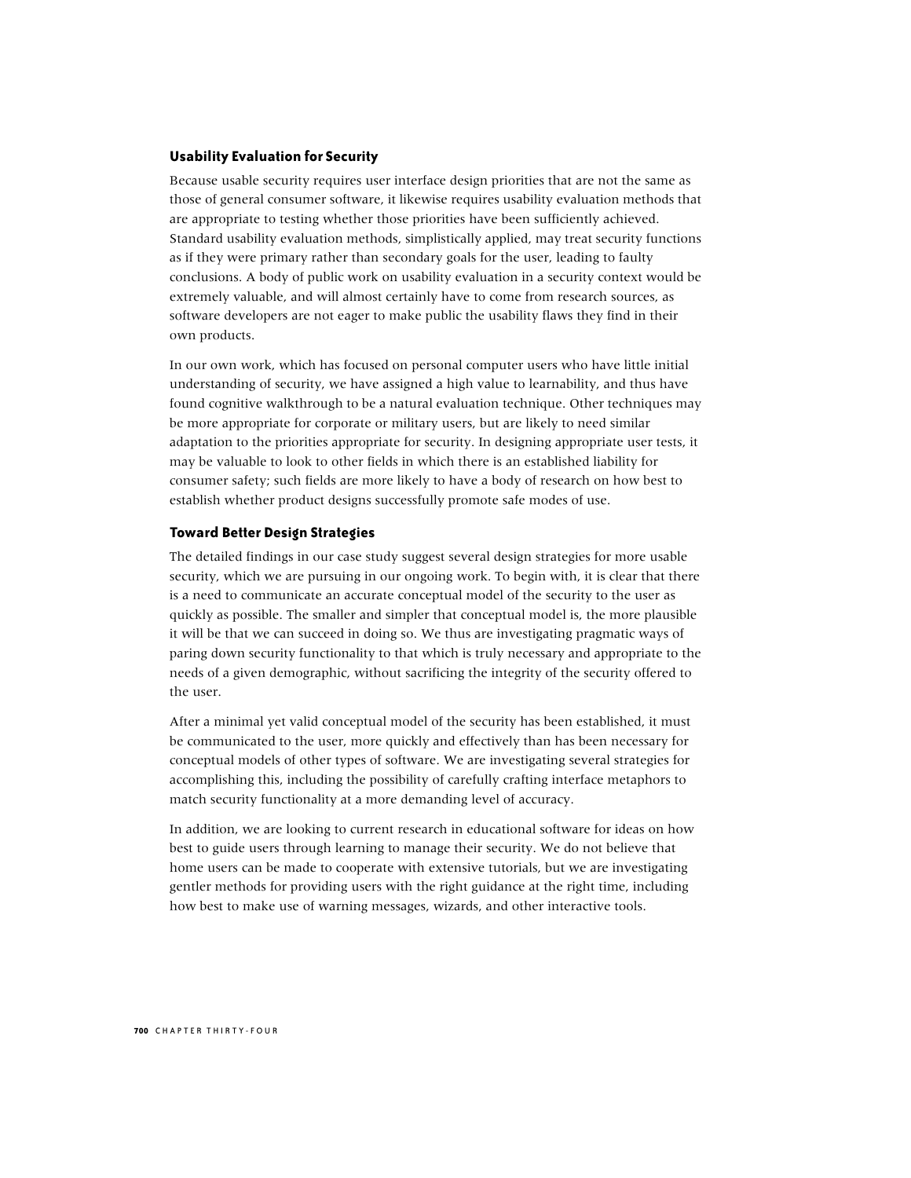### Usability Evaluation for Security

Because usable security requires user interface design priorities that are not the same as those of general consumer software, it likewise requires usability evaluation methods that are appropriate to testing whether those priorities have been sufficiently achieved. Standard usability evaluation methods, simplistically applied, may treat security functions as if they were primary rather than secondary goals for the user, leading to faulty conclusions. A body of public work on usability evaluation in a security context would be extremely valuable, and will almost certainly have to come from research sources, as software developers are not eager to make public the usability flaws they find in their own products.

In our own work, which has focused on personal computer users who have little initial understanding of security, we have assigned a high value to learnability, and thus have found cognitive walkthrough to be a natural evaluation technique. Other techniques may be more appropriate for corporate or military users, but are likely to need similar adaptation to the priorities appropriate for security. In designing appropriate user tests, it may be valuable to look to other fields in which there is an established liability for consumer safety; such fields are more likely to have a body of research on how best to establish whether product designs successfully promote safe modes of use.

### Toward Better Design Strategies

The detailed findings in our case study suggest several design strategies for more usable security, which we are pursuing in our ongoing work. To begin with, it is clear that there is a need to communicate an accurate conceptual model of the security to the user as quickly as possible. The smaller and simpler that conceptual model is, the more plausible it will be that we can succeed in doing so. We thus are investigating pragmatic ways of paring down security functionality to that which is truly necessary and appropriate to the needs of a given demographic, without sacrificing the integrity of the security offered to the user.

After a minimal yet valid conceptual model of the security has been established, it must be communicated to the user, more quickly and effectively than has been necessary for conceptual models of other types of software. We are investigating several strategies for accomplishing this, including the possibility of carefully crafting interface metaphors to match security functionality at a more demanding level of accuracy.

In addition, we are looking to current research in educational software for ideas on how best to guide users through learning to manage their security. We do not believe that home users can be made to cooperate with extensive tutorials, but we are investigating gentler methods for providing users with the right guidance at the right time, including how best to make use of warning messages, wizards, and other interactive tools.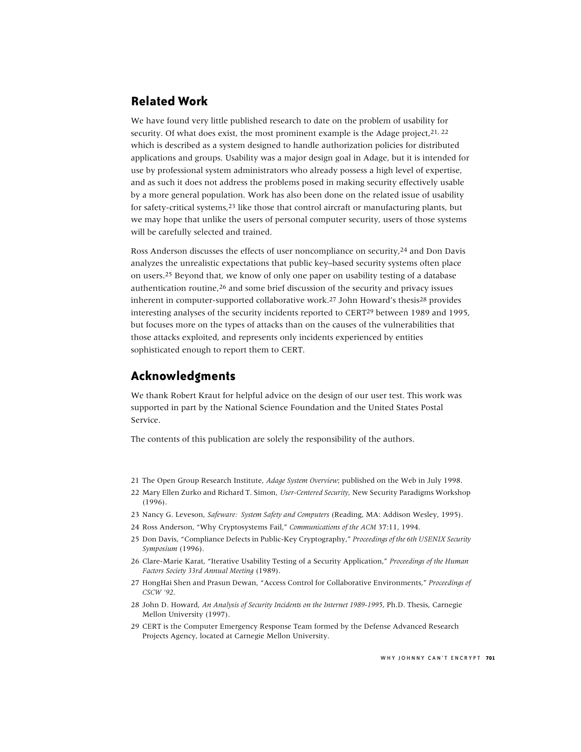## Related Work

We have found very little published research to date on the problem of usability for security. Of what does exist, the most prominent example is the Adage project,[21, 22] which is described as a system designed to handle authorization policies for distributed applications and groups. Usability was a major design goal in Adage, but it is intended for use by professional system administrators who already possess a high level of expertise, and as such it does not address the problems posed in making security effectively usable by a more general population. Work has also been done on the related issue of usability for safety-critical systems,[23] like those that control aircraft or manufacturing plants, but we may hope that unlike the users of personal computer security, users of those systems will be carefully selected and trained.

Ross Anderson discusses the effects of user noncompliance on security,[24] and Don Davis analyzes the unrealistic expectations that public key–based security systems often place on users.[25] Beyond that, we know of only one paper on usability testing of a database authentication routine,[26] and some brief discussion of the security and privacy issues inherent in computer-supported collaborative work.[27] John Howard's thesis[28] provides interesting analyses of the security incidents reported to CERT[29] between 1989 and 1995, but focuses more on the types of attacks than on the causes of the vulnerabilities that those attacks exploited, and represents only incidents experienced by entities sophisticated enough to report them to CERT.

## Acknowledgments

We thank Robert Kraut for helpful advice on the design of our user test. This work was supported in part by the National Science Foundation and the United States Postal Service.

The contents of this publication are solely the responsibility of the authors.

21 The Open Group Research Institute, *Adage System Overview*; published on the Web in July 1998.

22 Mary Ellen Zurko and Richard T. Simon, *User-Centered Security*, New Security Paradigms Workshop (1996).

23 Nancy G. Leveson, *Safeware: System Safety and Computers* (Reading, MA: Addison Wesley, 1995).

24 Ross Anderson, "Why Cryptosystems Fail," *Communications of the ACM* 37:11, 1994.

25 Don Davis, "Compliance Defects in Public-Key Cryptography," *Proceedings of the 6th USENIX Security Symposium* (1996).

26 Clare-Marie Karat, "Iterative Usability Testing of a Security Application," *Proceedings of the Human Factors Society 33rd Annual Meeting* (1989).

27 HongHai Shen and Prasun Dewan, "Access Control for Collaborative Environments," *Proceedings of CSCW '92*.

28 John D. Howard, *An Analysis of Security Incidents on the Internet 1989-1995*, Ph.D. Thesis, Carnegie Mellon University (1997).

29 CERT is the Computer Emergency Response Team formed by the Defense Advanced Research Projects Agency, located at Carnegie Mellon University.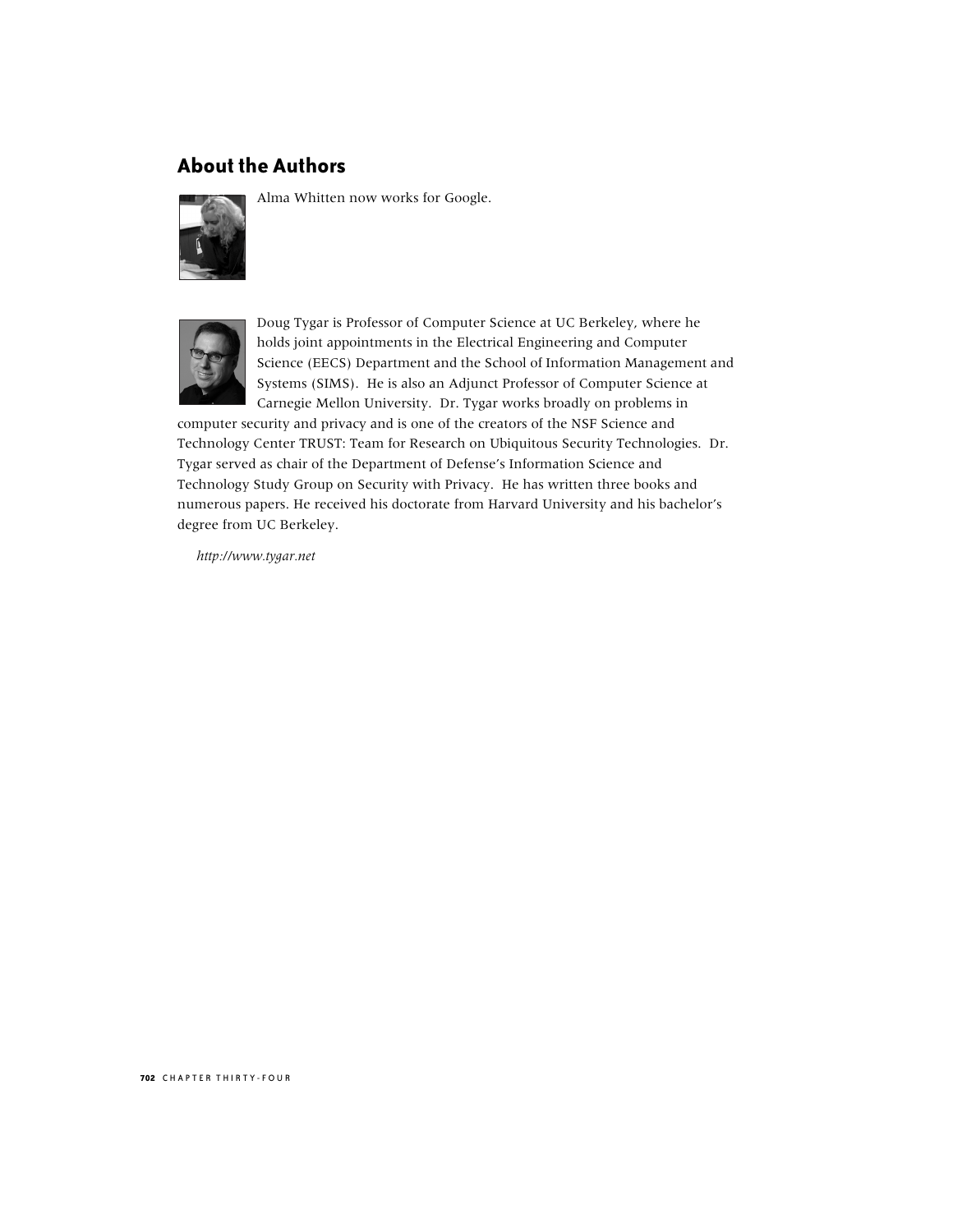## About the Authors

Alma Whitten now works for Google.

Doug Tygar is Professor of Computer Science at UC Berkeley, where he holds joint appointments in the Electrical Engineering and Computer Science (EECS) Department and the School of Information Management and Systems (SIMS). He is also an Adjunct Professor of Computer Science at Carnegie Mellon University. Dr. Tygar works broadly on problems in computer security and privacy and is one of the creators of the NSF Science and Technology Center TRUST: Team for Research on Ubiquitous Security Technologies. Dr. Tygar served as chair of the Department of Defense's Information Science and Technology Study Group on Security with Privacy. He has written three books and numerous papers. He received his doctorate from Harvard University and his bachelor's degree from UC Berkeley.

*http://www.tygar.net*